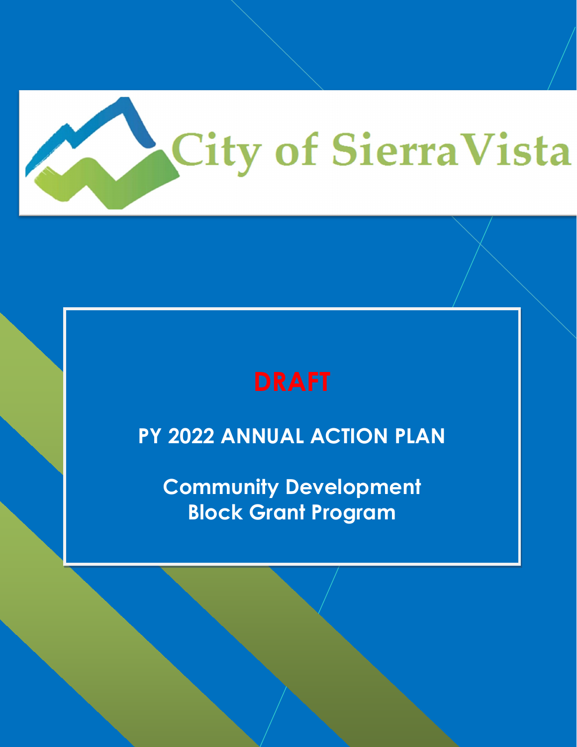City of Sierra Vista

**DRAFT**

# PY 2022 ANNUAL ACTION PLAN

## Community Development Block Grant Program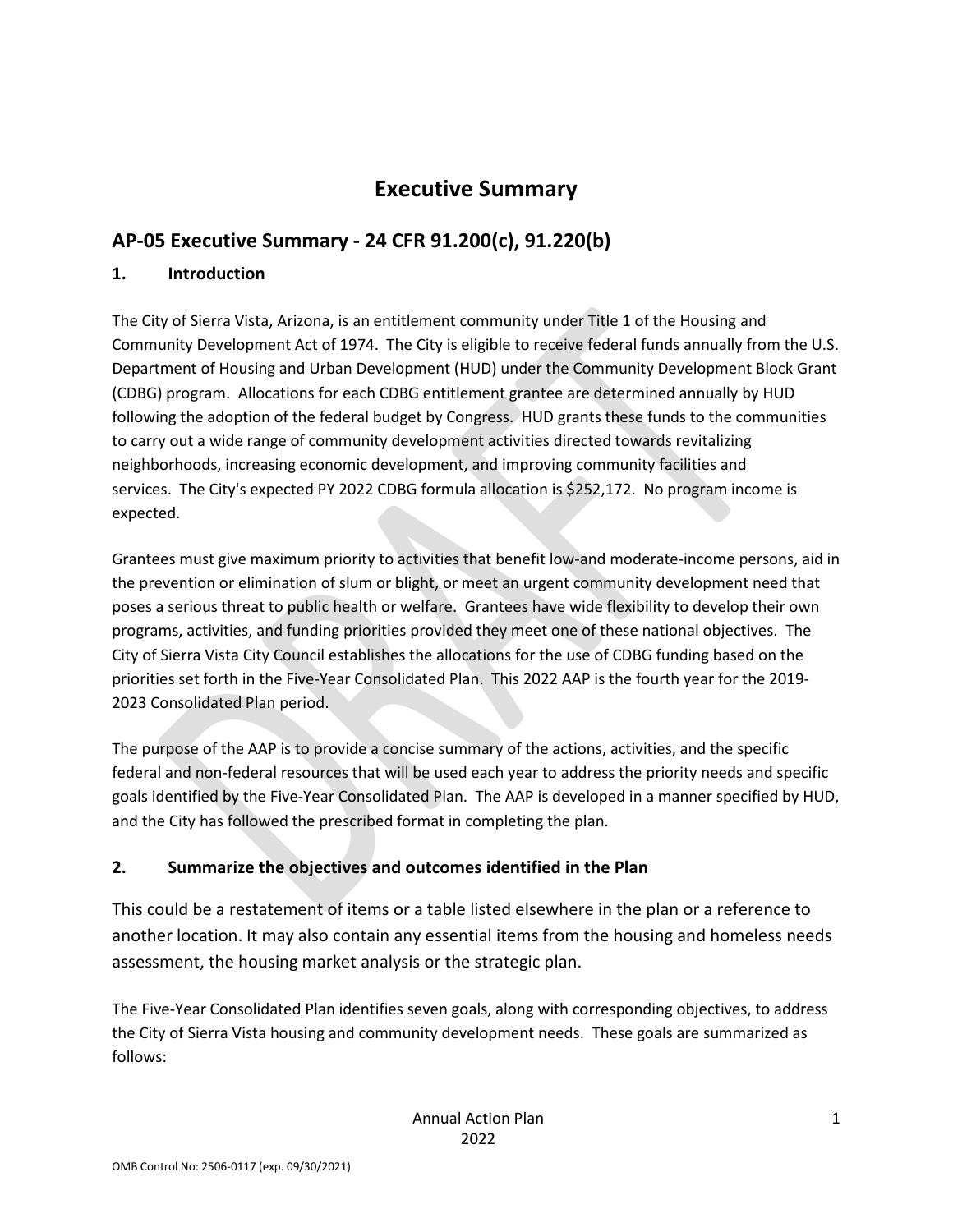# Executive Summary

## AP-05 Executive Summary - 24 CFR 91.200(c), 91.220(b)

### 1. Introduction

The City of Sierra Vista, Arizona, is an entitlement community under Title 1 of the Housing and Community Development Act of 1974. The City is eligible to receive federal funds annually from the U.S. Department of Housing and Urban Development (HUD) under the Community Development Block Grant (CDBG) program. Allocations for each CDBG entitlement grantee are determined annually by HUD following the adoption of the federal budget by Congress. HUD grants these funds to the communities to carry out a wide range of community development activities directed towards revitalizing neighborhoods, increasing economic development, and improving community facilities and services. The City's expected PY 2022 CDBG formula allocation is $252,172. No program income is expected.

Grantees must give maximum priority to activities that benefit low-and moderate-income persons, aid in the prevention or elimination of slum or blight, or meet an urgent community development need that poses a serious threat to public health or welfare. Grantees have wide flexibility to develop their own programs, activities, and funding priorities provided they meet one of these national objectives. The City of Sierra Vista City Council establishes the allocations for the use of CDBG funding based on the priorities set forth in the Five-Year Consolidated Plan. This 2022 AAP is the fourth year for the 2019-2023 Consolidated Plan period.

The purpose of the AAP is to provide a concise summary of the actions, activities, and the specific federal and non-federal resources that will be used each year to address the priority needs and specific goals identified by the Five-Year Consolidated Plan. The AAP is developed in a manner specified by HUD, and the City has followed the prescribed format in completing the plan.

### 2. Summarize the objectives and outcomes identified in the Plan

This could be a restatement of items or a table listed elsewhere in the plan or a reference to another location. It may also contain any essential items from the housing and homeless needs assessment, the housing market analysis or the strategic plan.

The Five-Year Consolidated Plan identifies seven goals, along with corresponding objectives, to address the City of Sierra Vista housing and community development needs. These goals are summarized as follows: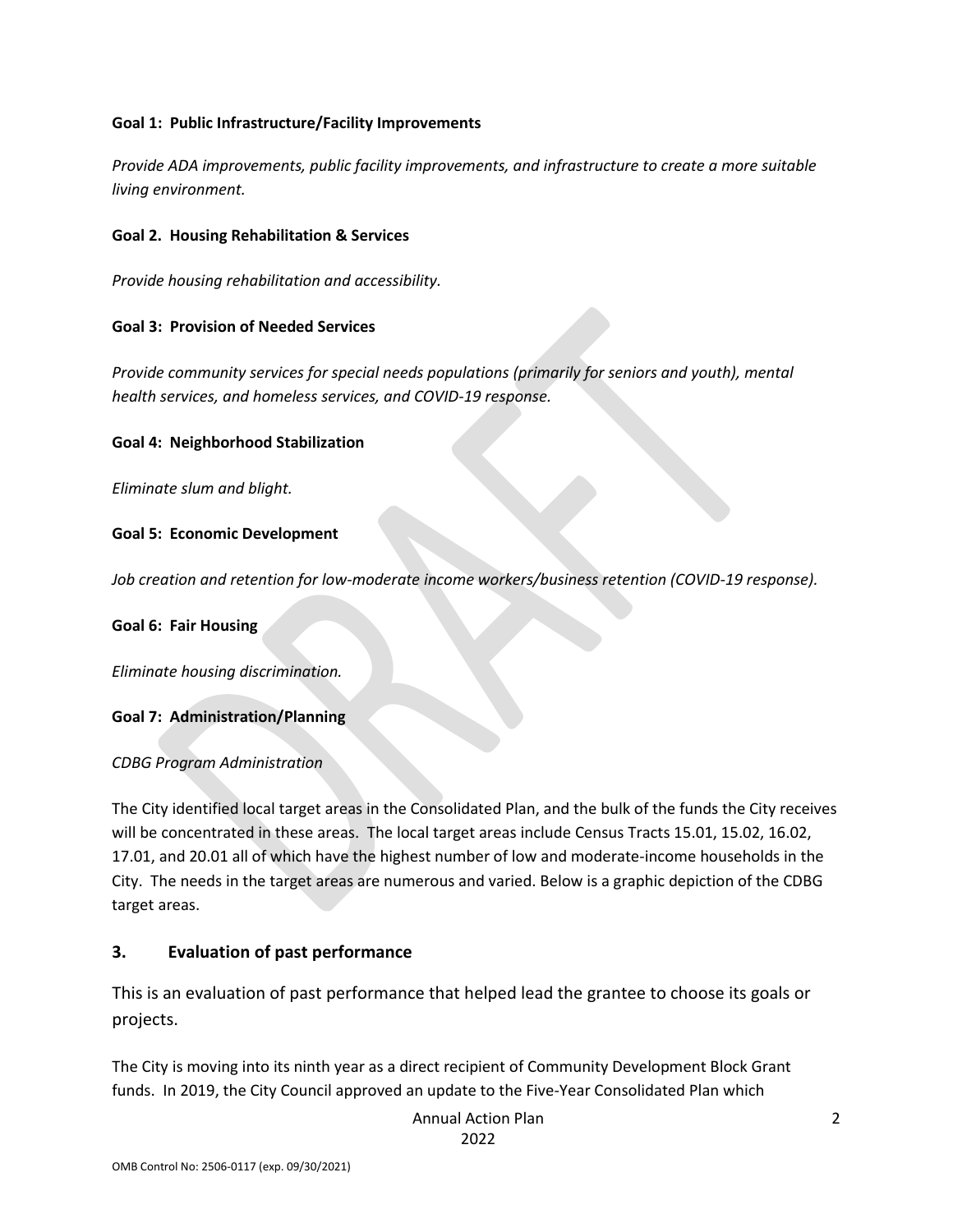**Goal 1: Public Infrastructure/Facility Improvements**

*Provide ADA improvements, public facility improvements, and infrastructure to create a more suitable living environment.*

**Goal 2. Housing Rehabilitation & Services**

*Provide housing rehabilitation and accessibility.*

**Goal 3: Provision of Needed Services**

*Provide community services for special needs populations (primarily for seniors and youth), mental health services, and homeless services, and COVID-19 response.*

**Goal 4: Neighborhood Stabilization**

*Eliminate slum and blight.*

**Goal 5: Economic Development**

*Job creation and retention for low-moderate income workers/business retention (COVID-19 response).*

**Goal 6: Fair Housing**

*Eliminate housing discrimination.*

**Goal 7: Administration/Planning**

*CDBG Program Administration*

The City identified local target areas in the Consolidated Plan, and the bulk of the funds the City receives will be concentrated in these areas. The local target areas include Census Tracts 15.01, 15.02, 16.02, 17.01, and 20.01 all of which have the highest number of low and moderate-income households in the City. The needs in the target areas are numerous and varied. Below is a graphic depiction of the CDBG target areas.

## 3. Evaluation of past performance

This is an evaluation of past performance that helped lead the grantee to choose its goals or projects.

The City is moving into its ninth year as a direct recipient of Community Development Block Grant funds. In 2019, the City Council approved an update to the Five-Year Consolidated Plan which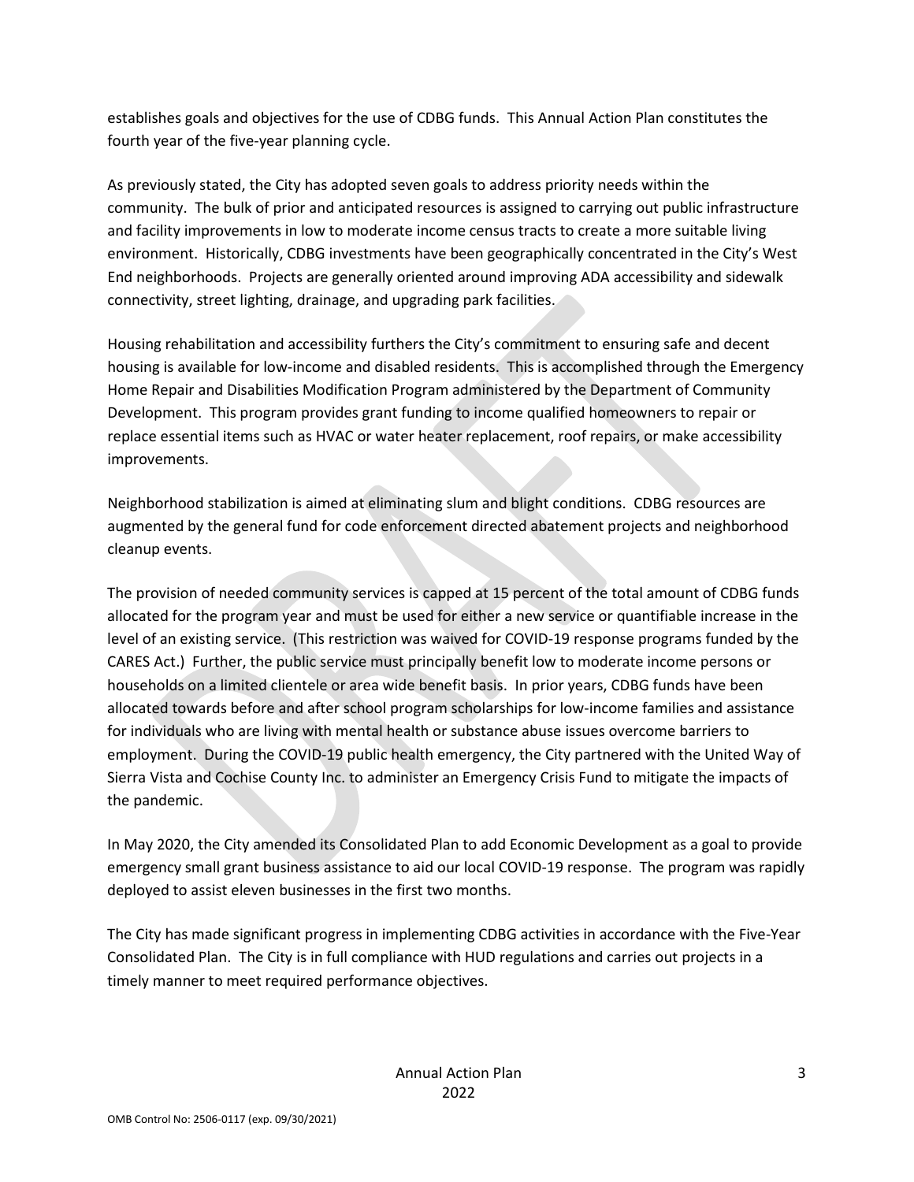establishes goals and objectives for the use of CDBG funds. This Annual Action Plan constitutes the fourth year of the five-year planning cycle.

As previously stated, the City has adopted seven goals to address priority needs within the community. The bulk of prior and anticipated resources is assigned to carrying out public infrastructure and facility improvements in low to moderate income census tracts to create a more suitable living environment. Historically, CDBG investments have been geographically concentrated in the City's West End neighborhoods. Projects are generally oriented around improving ADA accessibility and sidewalk connectivity, street lighting, drainage, and upgrading park facilities.

Housing rehabilitation and accessibility furthers the City's commitment to ensuring safe and decent housing is available for low-income and disabled residents. This is accomplished through the Emergency Home Repair and Disabilities Modification Program administered by the Department of Community Development. This program provides grant funding to income qualified homeowners to repair or replace essential items such as HVAC or water heater replacement, roof repairs, or make accessibility improvements.

Neighborhood stabilization is aimed at eliminating slum and blight conditions. CDBG resources are augmented by the general fund for code enforcement directed abatement projects and neighborhood cleanup events.

The provision of needed community services is capped at 15 percent of the total amount of CDBG funds allocated for the program year and must be used for either a new service or quantifiable increase in the level of an existing service. (This restriction was waived for COVID-19 response programs funded by the CARES Act.) Further, the public service must principally benefit low to moderate income persons or households on a limited clientele or area wide benefit basis. In prior years, CDBG funds have been allocated towards before and after school program scholarships for low-income families and assistance for individuals who are living with mental health or substance abuse issues overcome barriers to employment. During the COVID-19 public health emergency, the City partnered with the United Way of Sierra Vista and Cochise County Inc. to administer an Emergency Crisis Fund to mitigate the impacts of the pandemic.

In May 2020, the City amended its Consolidated Plan to add Economic Development as a goal to provide emergency small grant business assistance to aid our local COVID-19 response. The program was rapidly deployed to assist eleven businesses in the first two months.

The City has made significant progress in implementing CDBG activities in accordance with the Five-Year Consolidated Plan. The City is in full compliance with HUD regulations and carries out projects in a timely manner to meet required performance objectives.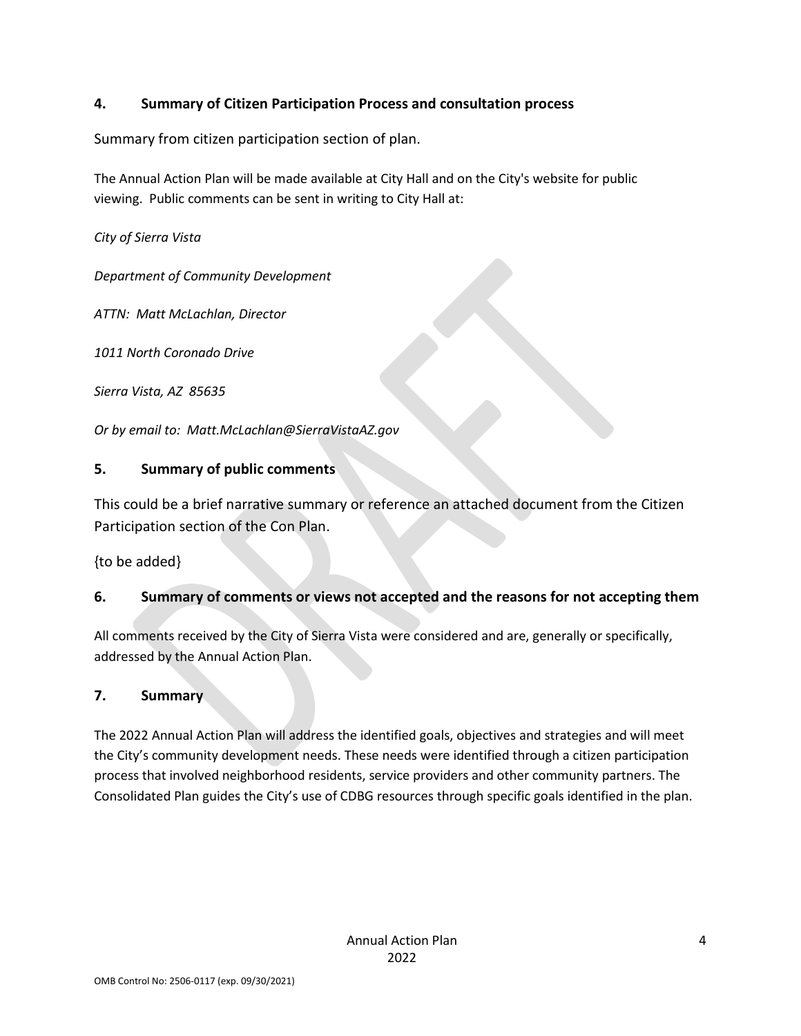## 4. Summary of Citizen Participation Process and consultation process

Summary from citizen participation section of plan.

The Annual Action Plan will be made available at City Hall and on the City's website for public viewing. Public comments can be sent in writing to City Hall at:

*City of Sierra Vista*

*Department of Community Development*

*ATTN: Matt McLachlan, Director*

*1011 North Coronado Drive*

*Sierra Vista, AZ 85635*

*Or by email to: Matt.McLachlan@SierraVistaAZ.gov*

## 5. Summary of public comments

This could be a brief narrative summary or reference an attached document from the Citizen Participation section of the Con Plan.

{to be added}

## 6. Summary of comments or views not accepted and the reasons for not accepting them

All comments received by the City of Sierra Vista were considered and are, generally or specifically, addressed by the Annual Action Plan.

## 7. Summary

The 2022 Annual Action Plan will address the identified goals, objectives and strategies and will meet the City's community development needs. These needs were identified through a citizen participation process that involved neighborhood residents, service providers and other community partners. The Consolidated Plan guides the City's use of CDBG resources through specific goals identified in the plan.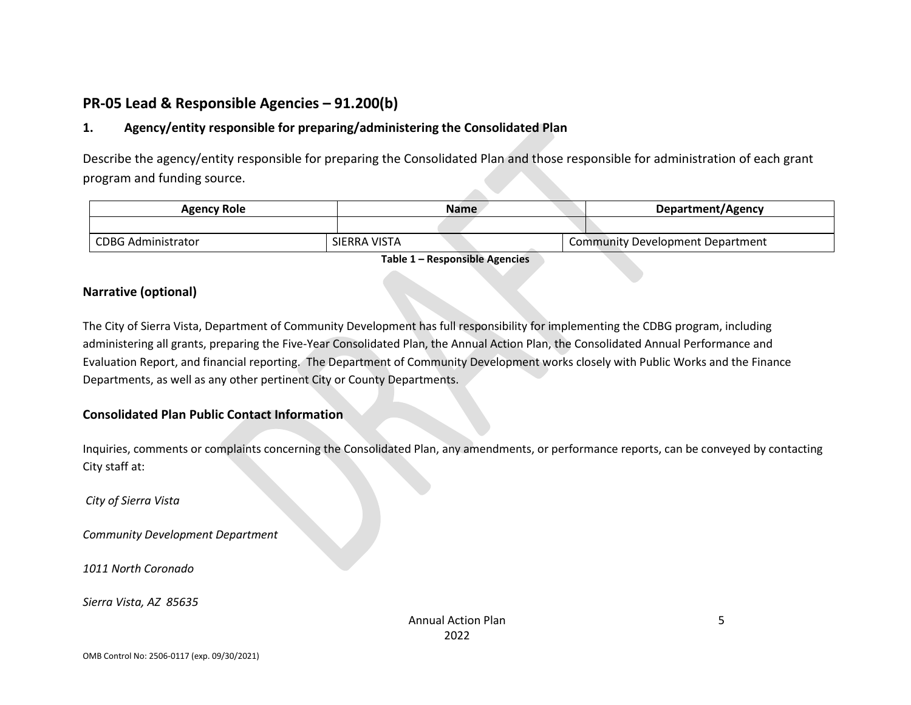## PR-05 Lead & Responsible Agencies – 91.200(b)

### 1. Agency/entity responsible for preparing/administering the Consolidated Plan

Describe the agency/entity responsible for preparing the Consolidated Plan and those responsible for administration of each grant program and funding source.

| Agency Role | Name | Department/Agency |
|---|---|---|
| | | |
| CDBG Administrator | SIERRA VISTA | Community Development Department |

**Table 1 – Responsible Agencies**

### Narrative (optional)

The City of Sierra Vista, Department of Community Development has full responsibility for implementing the CDBG program, including administering all grants, preparing the Five-Year Consolidated Plan, the Annual Action Plan, the Consolidated Annual Performance and Evaluation Report, and financial reporting. The Department of Community Development works closely with Public Works and the Finance Departments, as well as any other pertinent City or County Departments.

### Consolidated Plan Public Contact Information

Inquiries, comments or complaints concerning the Consolidated Plan, any amendments, or performance reports, can be conveyed by contacting City staff at:

*City of Sierra Vista*

*Community Development Department*

*1011 North Coronado*

*Sierra Vista, AZ 85635*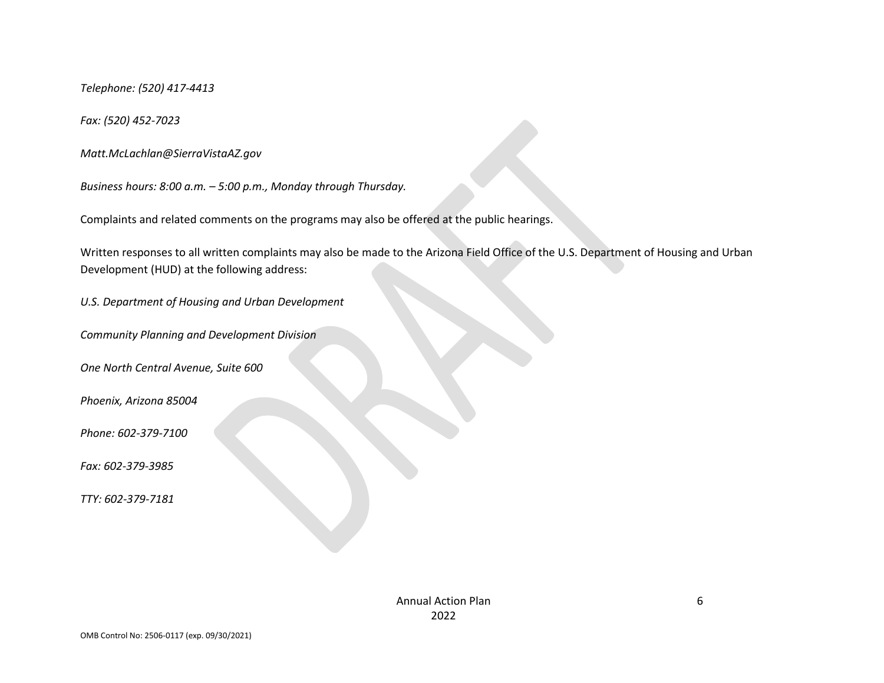*Telephone: (520) 417-4413*

*Fax: (520) 452-7023*

*Matt.McLachlan@SierraVistaAZ.gov*

*Business hours: 8:00 a.m. – 5:00 p.m., Monday through Thursday.*

Complaints and related comments on the programs may also be offered at the public hearings.

Written responses to all written complaints may also be made to the Arizona Field Office of the U.S. Department of Housing and Urban Development (HUD) at the following address:

*U.S. Department of Housing and Urban Development*

*Community Planning and Development Division*

*One North Central Avenue, Suite 600*

*Phoenix, Arizona 85004*

*Phone: 602-379-7100*

*Fax: 602-379-3985*

*TTY: 602-379-7181*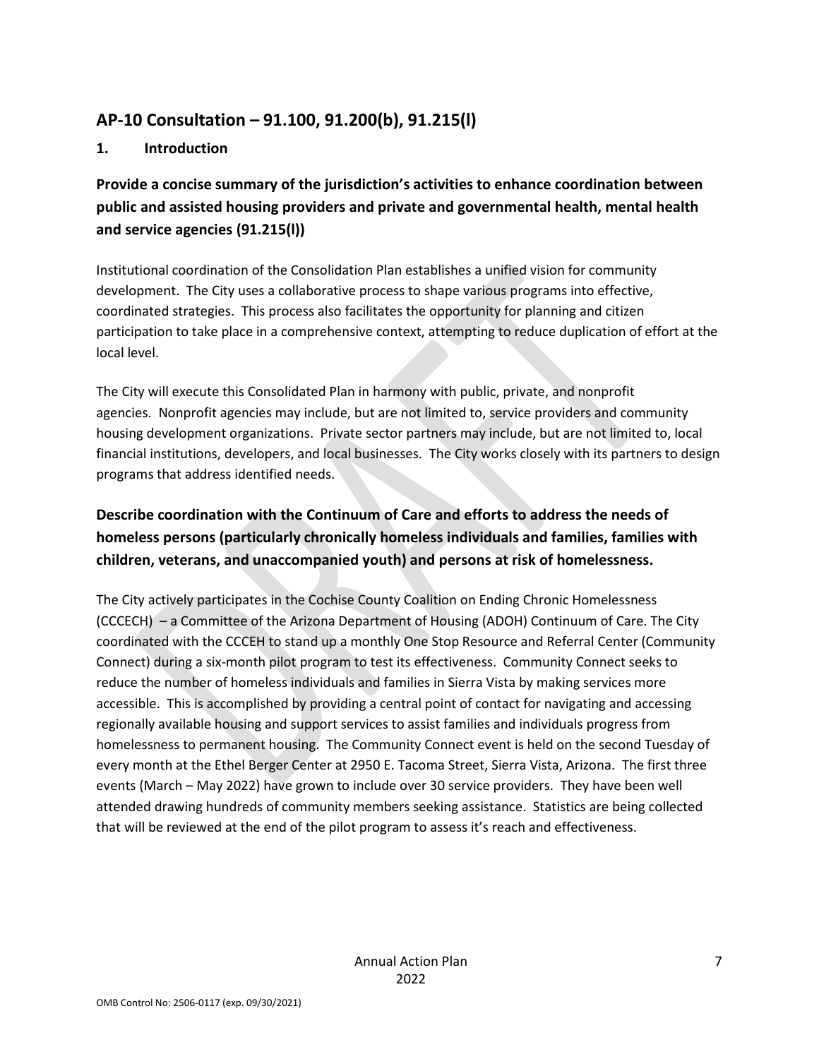## AP-10 Consultation – 91.100, 91.200(b), 91.215(l)

### 1. Introduction

### Provide a concise summary of the jurisdiction's activities to enhance coordination between public and assisted housing providers and private and governmental health, mental health and service agencies (91.215(l))

Institutional coordination of the Consolidation Plan establishes a unified vision for community development. The City uses a collaborative process to shape various programs into effective, coordinated strategies. This process also facilitates the opportunity for planning and citizen participation to take place in a comprehensive context, attempting to reduce duplication of effort at the local level.

The City will execute this Consolidated Plan in harmony with public, private, and nonprofit agencies. Nonprofit agencies may include, but are not limited to, service providers and community housing development organizations. Private sector partners may include, but are not limited to, local financial institutions, developers, and local businesses. The City works closely with its partners to design programs that address identified needs.

### Describe coordination with the Continuum of Care and efforts to address the needs of homeless persons (particularly chronically homeless individuals and families, families with children, veterans, and unaccompanied youth) and persons at risk of homelessness.

The City actively participates in the Cochise County Coalition on Ending Chronic Homelessness (CCCECH) – a Committee of the Arizona Department of Housing (ADOH) Continuum of Care. The City coordinated with the CCCEH to stand up a monthly One Stop Resource and Referral Center (Community Connect) during a six-month pilot program to test its effectiveness. Community Connect seeks to reduce the number of homeless individuals and families in Sierra Vista by making services more accessible. This is accomplished by providing a central point of contact for navigating and accessing regionally available housing and support services to assist families and individuals progress from homelessness to permanent housing. The Community Connect event is held on the second Tuesday of every month at the Ethel Berger Center at 2950 E. Tacoma Street, Sierra Vista, Arizona. The first three events (March – May 2022) have grown to include over 30 service providers. They have been well attended drawing hundreds of community members seeking assistance. Statistics are being collected that will be reviewed at the end of the pilot program to assess it's reach and effectiveness.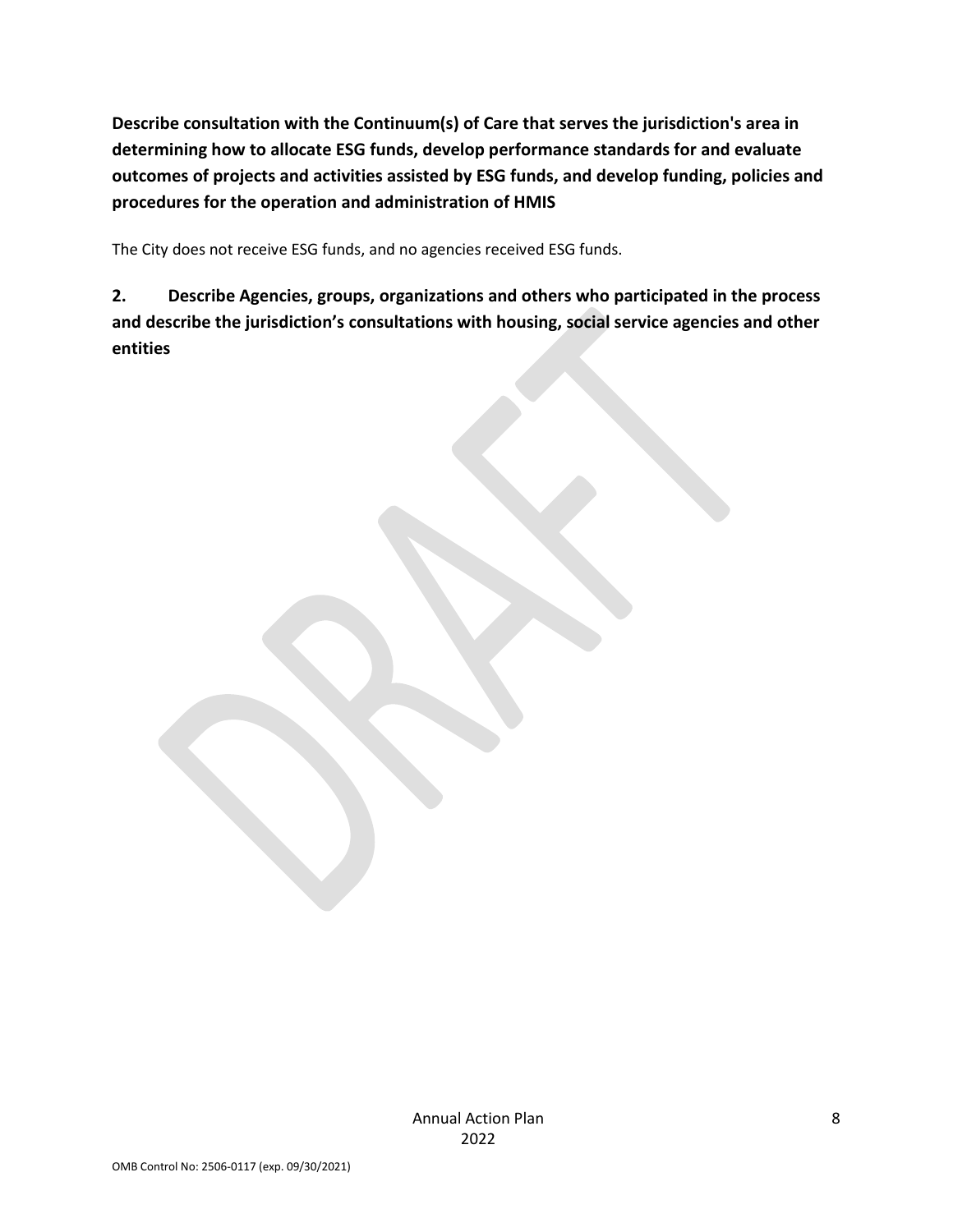**Describe consultation with the Continuum(s) of Care that serves the jurisdiction's area in determining how to allocate ESG funds, develop performance standards for and evaluate outcomes of projects and activities assisted by ESG funds, and develop funding, policies and procedures for the operation and administration of HMIS**

The City does not receive ESG funds, and no agencies received ESG funds.

**2. Describe Agencies, groups, organizations and others who participated in the process and describe the jurisdiction's consultations with housing, social service agencies and other entities**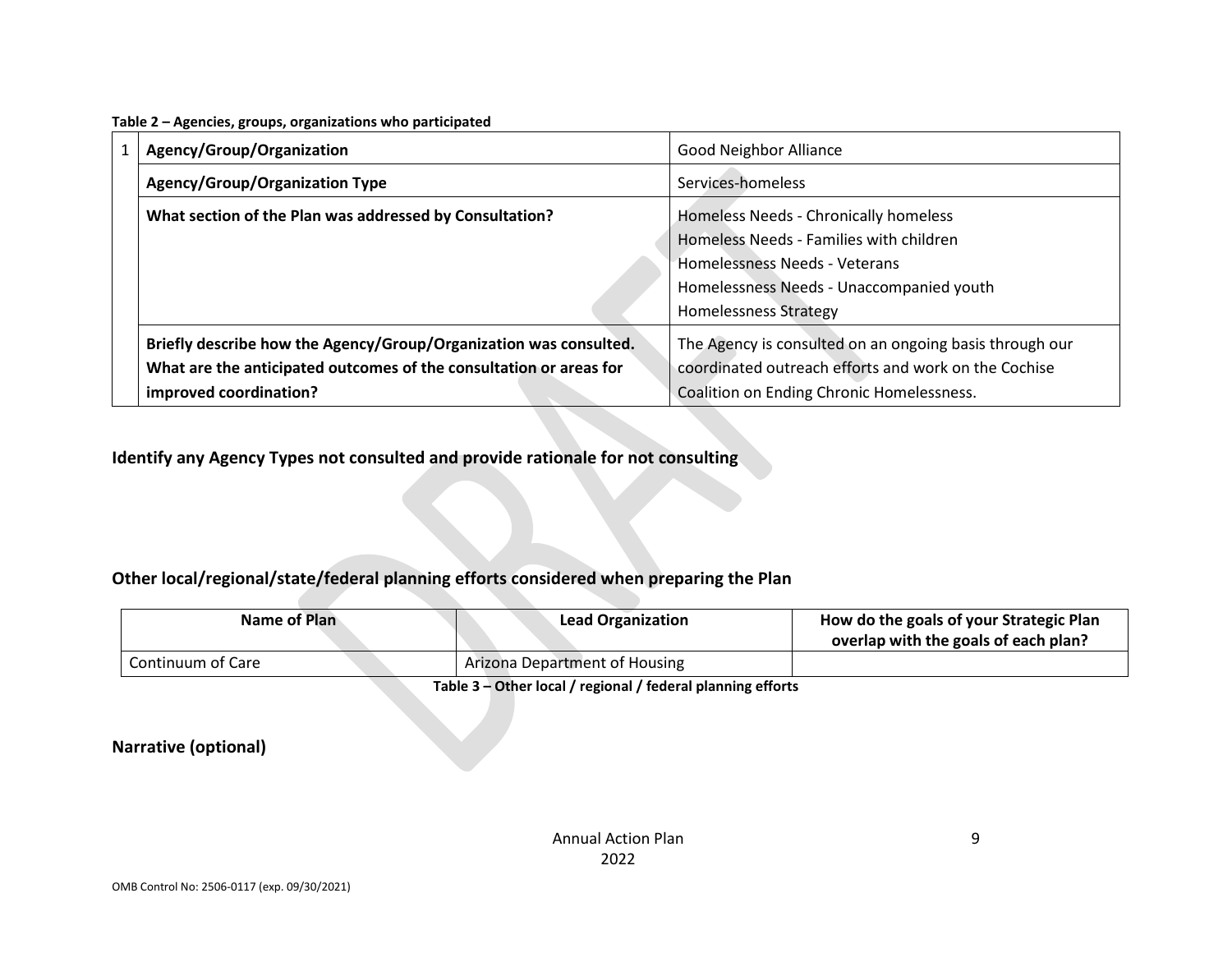**Table 2 – Agencies, groups, organizations who participated**

| | | |
|---|---|---|
| 1 | **Agency/Group/Organization** | Good Neighbor Alliance |
| | **Agency/Group/Organization Type** | Services-homeless |
| | **What section of the Plan was addressed by Consultation?** | Homeless Needs - Chronically homeless<br>Homeless Needs - Families with children<br>Homelessness Needs - Veterans<br>Homelessness Needs - Unaccompanied youth<br>Homelessness Strategy |
| | **Briefly describe how the Agency/Group/Organization was consulted. What are the anticipated outcomes of the consultation or areas for improved coordination?** | The Agency is consulted on an ongoing basis through our coordinated outreach efforts and work on the Cochise Coalition on Ending Chronic Homelessness. |

## Identify any Agency Types not consulted and provide rationale for not consulting

## Other local/regional/state/federal planning efforts considered when preparing the Plan

| Name of Plan | Lead Organization | How do the goals of your Strategic Plan overlap with the goals of each plan? |
|---|---|---|
| Continuum of Care | Arizona Department of Housing | |

**Table 3 – Other local / regional / federal planning efforts**

## Narrative (optional)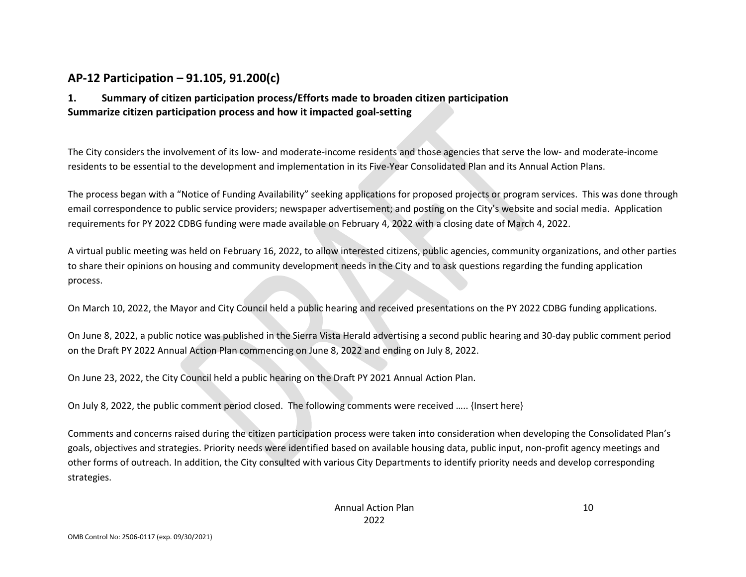## AP-12 Participation – 91.105, 91.200(c)

### 1. Summary of citizen participation process/Efforts made to broaden citizen participation

**Summarize citizen participation process and how it impacted goal-setting**

The City considers the involvement of its low- and moderate-income residents and those agencies that serve the low- and moderate-income residents to be essential to the development and implementation in its Five-Year Consolidated Plan and its Annual Action Plans.

The process began with a "Notice of Funding Availability" seeking applications for proposed projects or program services. This was done through email correspondence to public service providers; newspaper advertisement; and posting on the City's website and social media. Application requirements for PY 2022 CDBG funding were made available on February 4, 2022 with a closing date of March 4, 2022.

A virtual public meeting was held on February 16, 2022, to allow interested citizens, public agencies, community organizations, and other parties to share their opinions on housing and community development needs in the City and to ask questions regarding the funding application process.

On March 10, 2022, the Mayor and City Council held a public hearing and received presentations on the PY 2022 CDBG funding applications.

On June 8, 2022, a public notice was published in the Sierra Vista Herald advertising a second public hearing and 30-day public comment period on the Draft PY 2022 Annual Action Plan commencing on June 8, 2022 and ending on July 8, 2022.

On June 23, 2022, the City Council held a public hearing on the Draft PY 2021 Annual Action Plan.

On July 8, 2022, the public comment period closed. The following comments were received ….. {Insert here}

Comments and concerns raised during the citizen participation process were taken into consideration when developing the Consolidated Plan's goals, objectives and strategies. Priority needs were identified based on available housing data, public input, non-profit agency meetings and other forms of outreach. In addition, the City consulted with various City Departments to identify priority needs and develop corresponding strategies.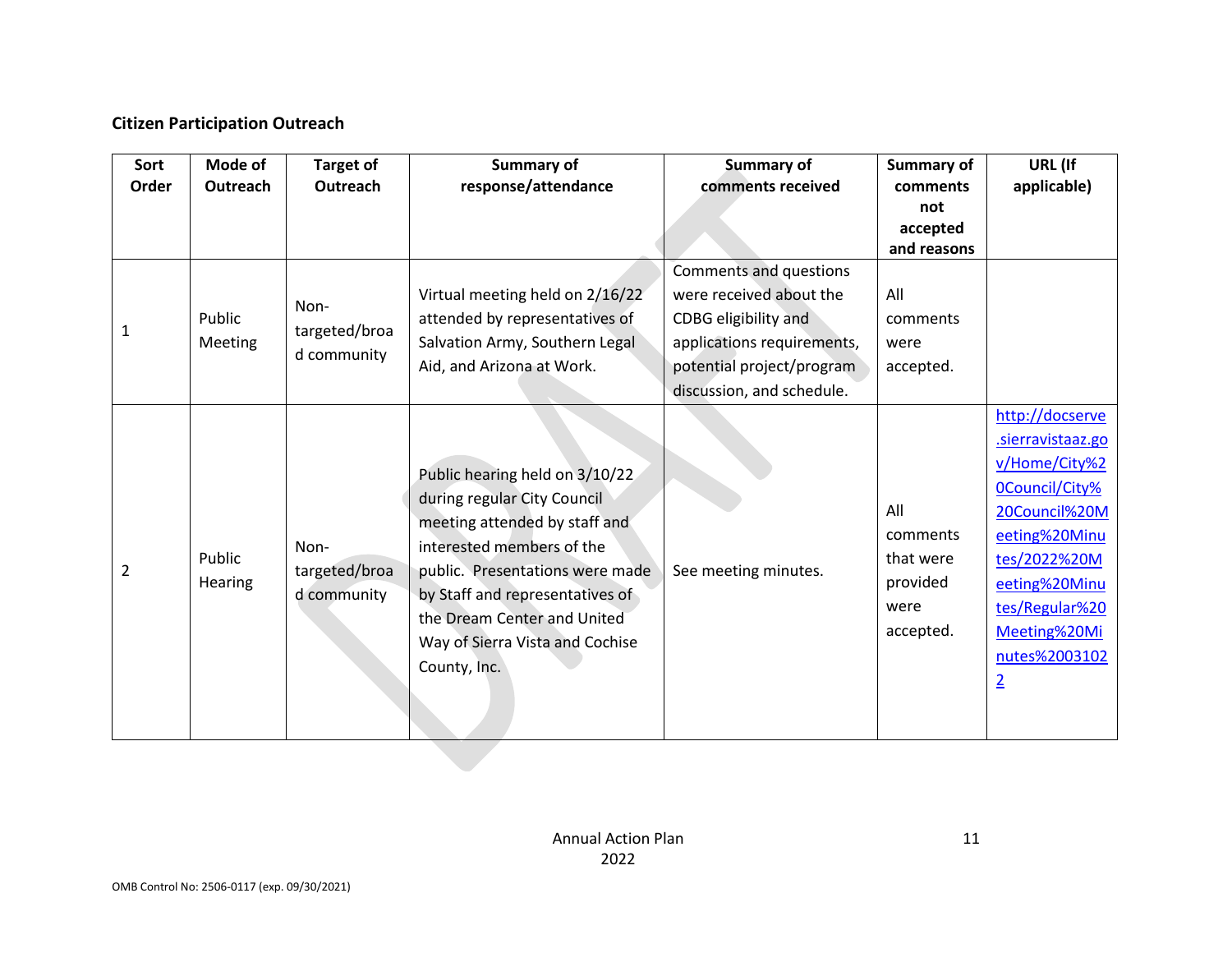**Citizen Participation Outreach**

| Sort Order | Mode of Outreach | Target of Outreach | Summary of response/attendance | Summary of comments received | Summary of comments not accepted and reasons | URL (If applicable) |
|---|---|---|---|---|---|---|
| 1 | Public Meeting | Non-targeted/broad community | Virtual meeting held on 2/16/22 attended by representatives of Salvation Army, Southern Legal Aid, and Arizona at Work. | Comments and questions were received about the CDBG eligibility and applications requirements, potential project/program discussion, and schedule. | All comments were accepted. | |
| 2 | Public Hearing | Non-targeted/broad community | Public hearing held on 3/10/22 during regular City Council meeting attended by staff and interested members of the public. Presentations were made by Staff and representatives of the Dream Center and United Way of Sierra Vista and Cochise County, Inc. | See meeting minutes. | All comments that were provided were accepted. | http://docserve.sierravistaaz.gov/Home/City%20Council/City%20Council%20Meeting%20Minutes/2022%20Meeting%20Minutes/Regular%20Meeting%20Minutes%20031022 |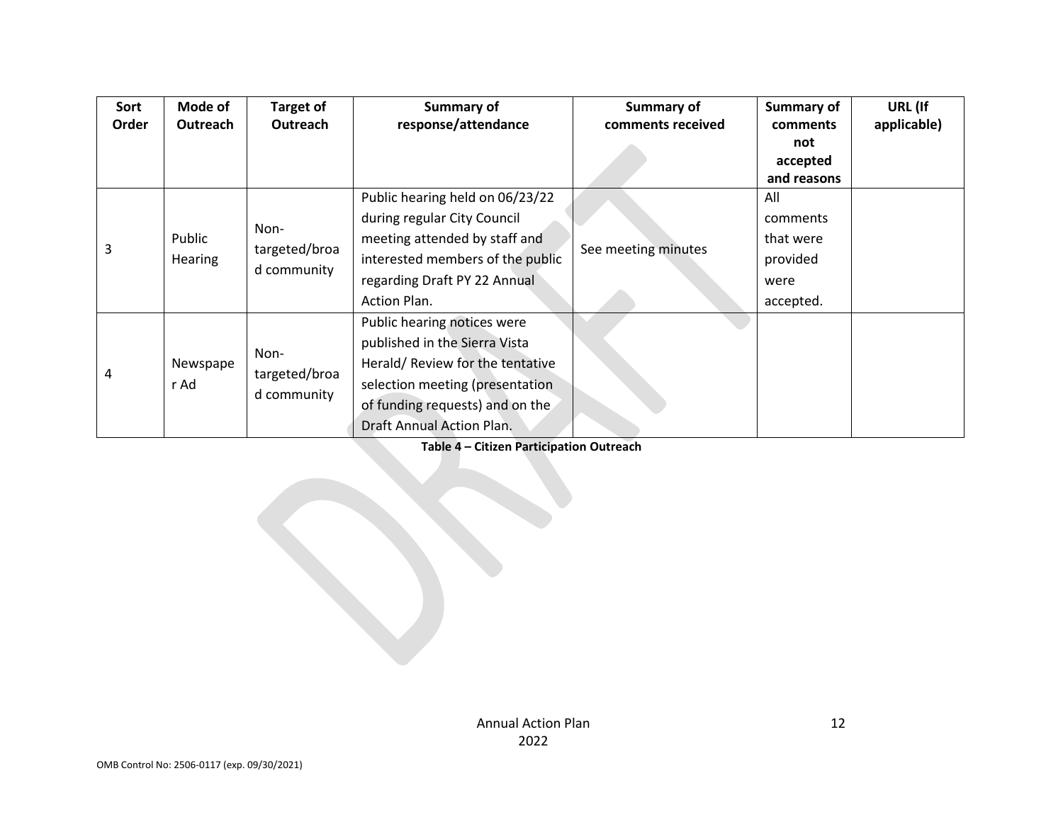| Sort Order | Mode of Outreach | Target of Outreach | Summary of response/attendance | Summary of comments received | Summary of comments not accepted and reasons | URL (If applicable) |
|---|---|---|---|---|---|---|
| 3 | Public Hearing | Non-targeted/broad community | Public hearing held on 06/23/22 during regular City Council meeting attended by staff and interested members of the public regarding Draft PY 22 Annual Action Plan. | See meeting minutes | All comments that were provided were accepted. | |
| 4 | Newspaper Ad | Non-targeted/broad community | Public hearing notices were published in the Sierra Vista Herald/ Review for the tentative selection meeting (presentation of funding requests) and on the Draft Annual Action Plan. | | | |

**Table 4 – Citizen Participation Outreach**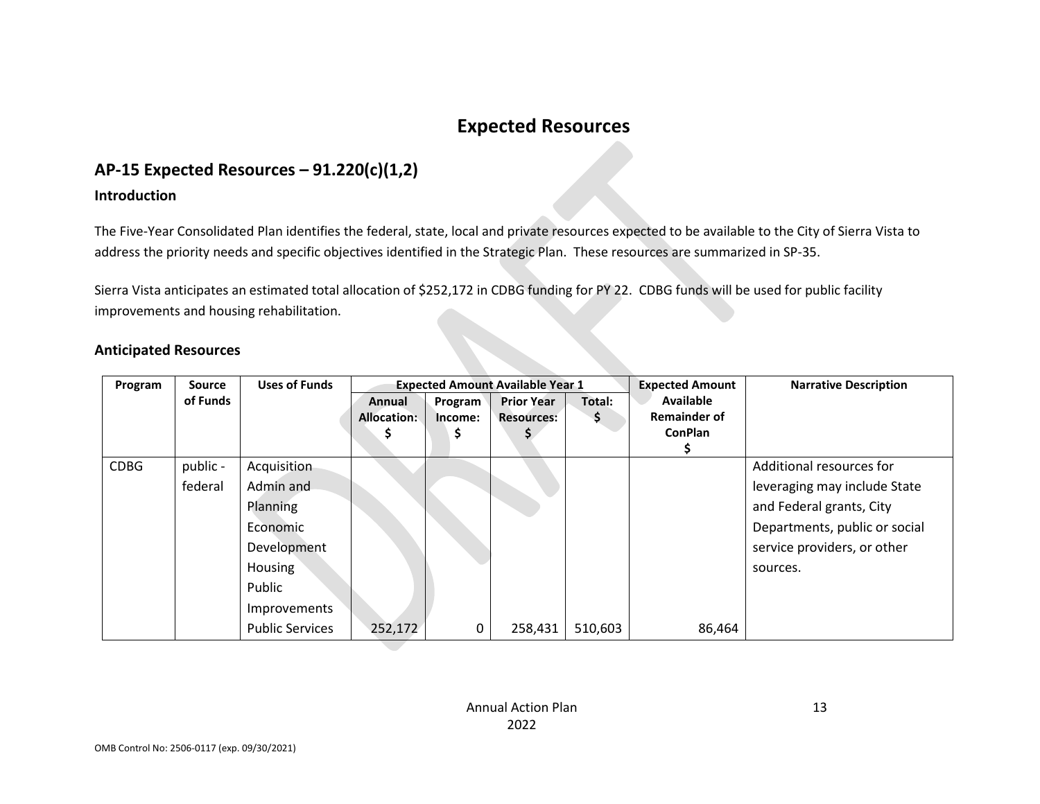# Expected Resources

## AP-15 Expected Resources – 91.220(c)(1,2)

### Introduction

The Five-Year Consolidated Plan identifies the federal, state, local and private resources expected to be available to the City of Sierra Vista to address the priority needs and specific objectives identified in the Strategic Plan. These resources are summarized in SP-35.

Sierra Vista anticipates an estimated total allocation of $252,172 in CDBG funding for PY 22. CDBG funds will be used for public facility improvements and housing rehabilitation.

### Anticipated Resources

| Program | Source of Funds | Uses of Funds | Expected Amount Available Year 1 | | | | Expected Amount Available Remainder of ConPlan $ | Narrative Description |
|---|---|---|---|---|---|---|---|---|
| | | | Annual Allocation: $ | Program Income: $ | Prior Year Resources: $ | Total: $ | | |
| CDBG | public - federal | Acquisition<br>Admin and Planning<br>Economic Development<br>Housing<br>Public Improvements<br>Public Services | 252,172 | 0 | 258,431 | 510,603 | 86,464 | Additional resources for leveraging may include State and Federal grants, City Departments, public or social service providers, or other sources. |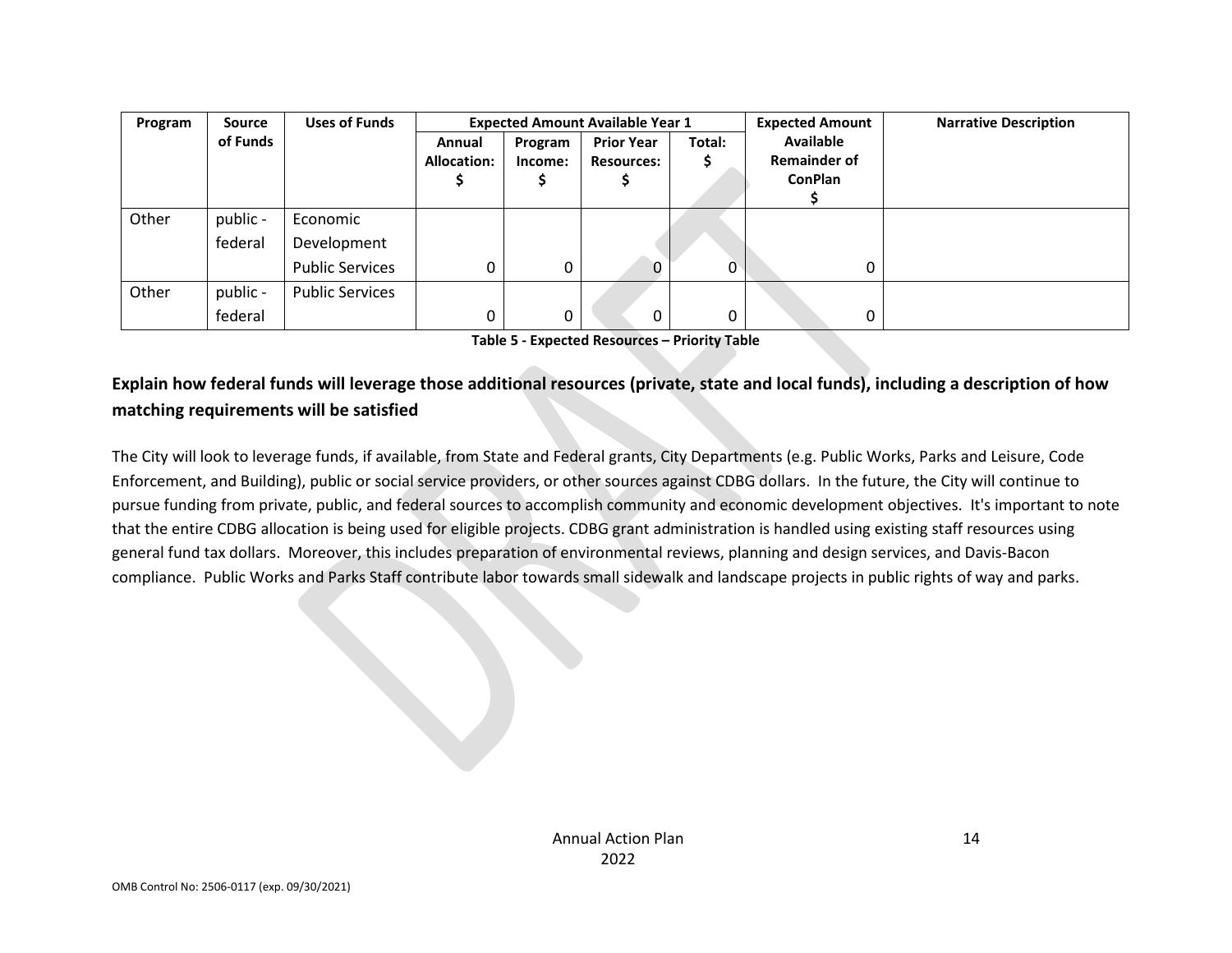| Program | Source of Funds | Uses of Funds | Expected Amount Available Year 1 | | | | Expected Amount Available Remainder of ConPlan $ | Narrative Description |
|---|---|---|---|---|---|---|---|---|
| | | | Annual Allocation: $ | Program Income: $ | Prior Year Resources: $ | Total: $ | | |
| Other | public - federal | Economic Development Public Services | 0 | 0 | 0 | 0 | 0 | |
| Other | public - federal | Public Services | 0 | 0 | 0 | 0 | 0 | |

**Table 5 - Expected Resources – Priority Table**

### Explain how federal funds will leverage those additional resources (private, state and local funds), including a description of how matching requirements will be satisfied

The City will look to leverage funds, if available, from State and Federal grants, City Departments (e.g. Public Works, Parks and Leisure, Code Enforcement, and Building), public or social service providers, or other sources against CDBG dollars. In the future, the City will continue to pursue funding from private, public, and federal sources to accomplish community and economic development objectives. It's important to note that the entire CDBG allocation is being used for eligible projects. CDBG grant administration is handled using existing staff resources using general fund tax dollars. Moreover, this includes preparation of environmental reviews, planning and design services, and Davis-Bacon compliance. Public Works and Parks Staff contribute labor towards small sidewalk and landscape projects in public rights of way and parks.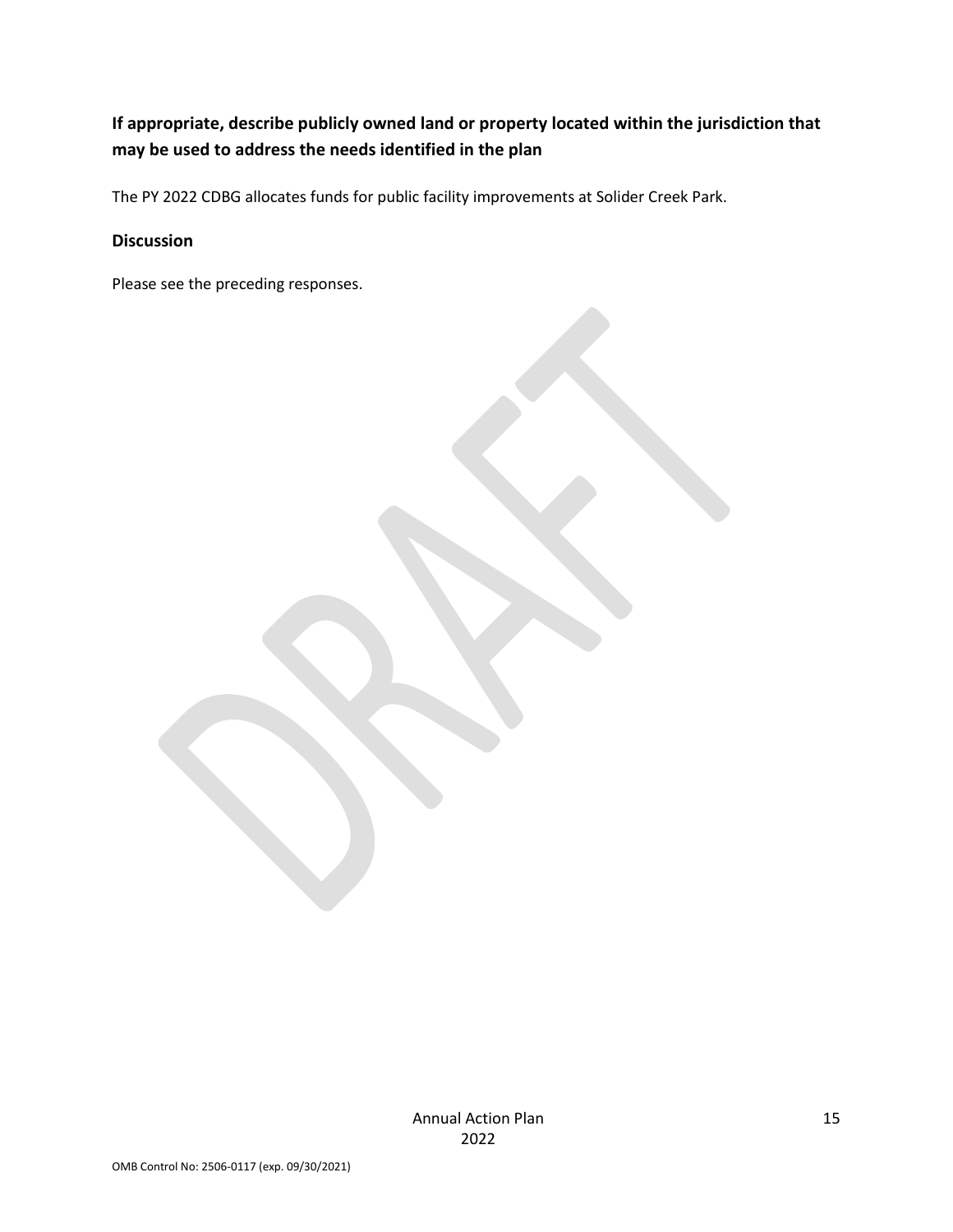## If appropriate, describe publicly owned land or property located within the jurisdiction that may be used to address the needs identified in the plan

The PY 2022 CDBG allocates funds for public facility improvements at Solider Creek Park.

## Discussion

Please see the preceding responses.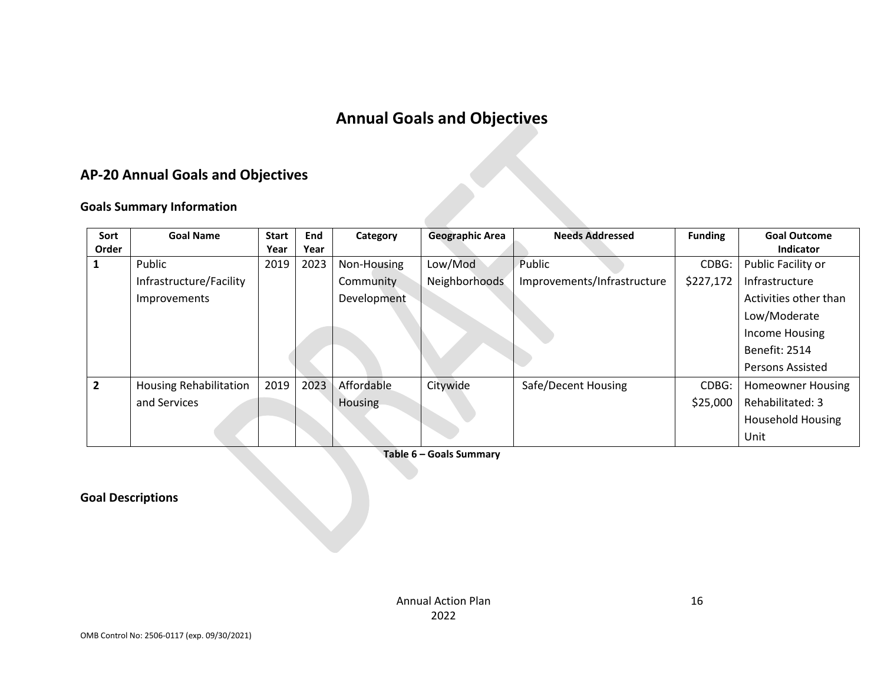# Annual Goals and Objectives

## AP-20 Annual Goals and Objectives

### Goals Summary Information

| Sort Order | Goal Name | Start Year | End Year | Category | Geographic Area | Needs Addressed | Funding | Goal Outcome Indicator |
|---|---|---|---|---|---|---|---|---|
| 1 | Public Infrastructure/Facility Improvements | 2019 | 2023 | Non-Housing Community Development | Low/Mod Neighborhoods | Public Improvements/Infrastructure | CDBG: $227,172 | Public Facility or Infrastructure Activities other than Low/Moderate Income Housing Benefit: 2514 Persons Assisted |
| 2 | Housing Rehabilitation and Services | 2019 | 2023 | Affordable Housing | Citywide | Safe/Decent Housing | CDBG: $25,000 | Homeowner Housing Rehabilitated: 3 Household Housing Unit |

**Table 6 – Goals Summary**

### Goal Descriptions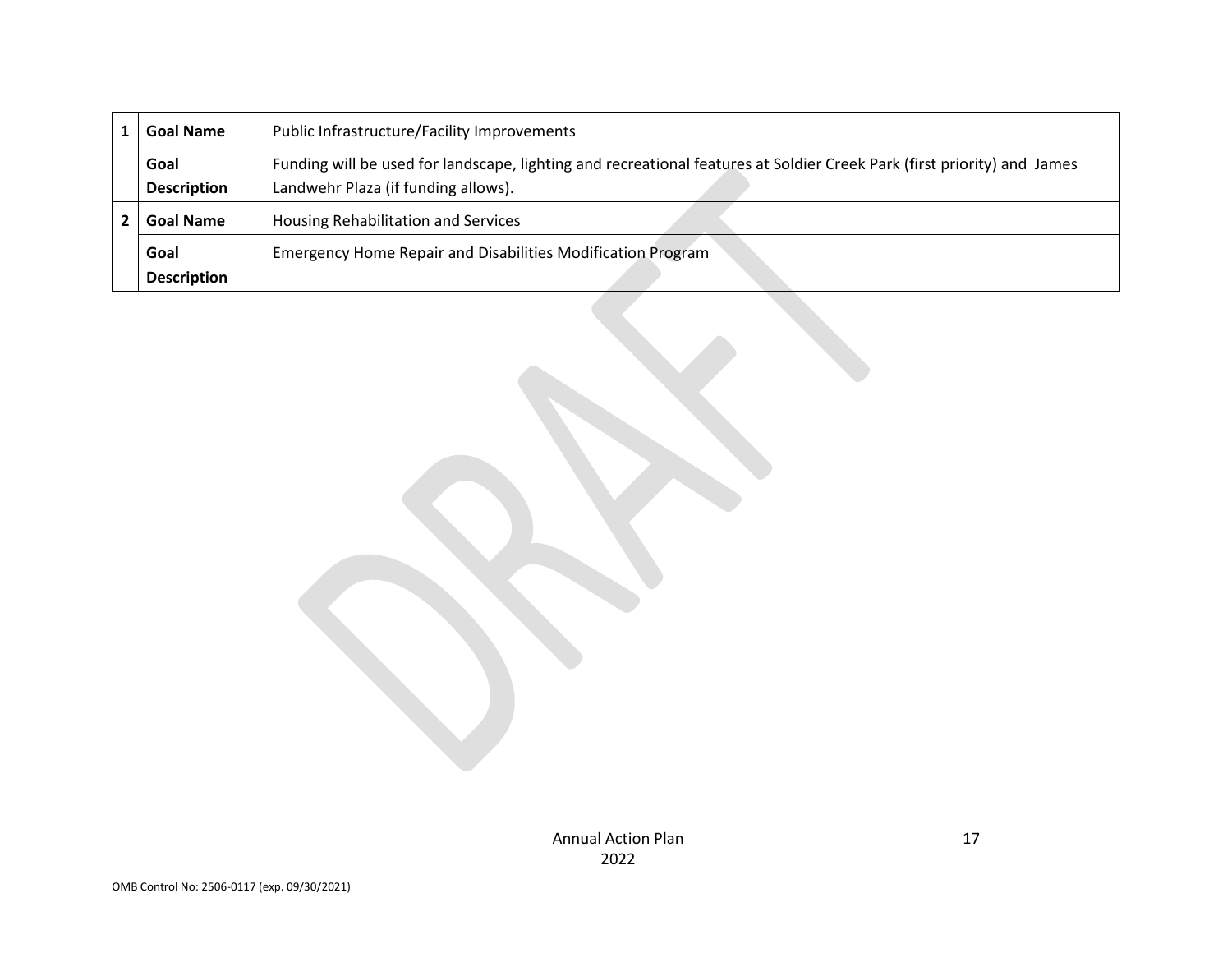| | | |
|---|---|---|
| 1 | **Goal Name** | Public Infrastructure/Facility Improvements |
| | **Goal Description** | Funding will be used for landscape, lighting and recreational features at Soldier Creek Park (first priority) and James Landwehr Plaza (if funding allows). |
| 2 | **Goal Name** | Housing Rehabilitation and Services |
| | **Goal Description** | Emergency Home Repair and Disabilities Modification Program |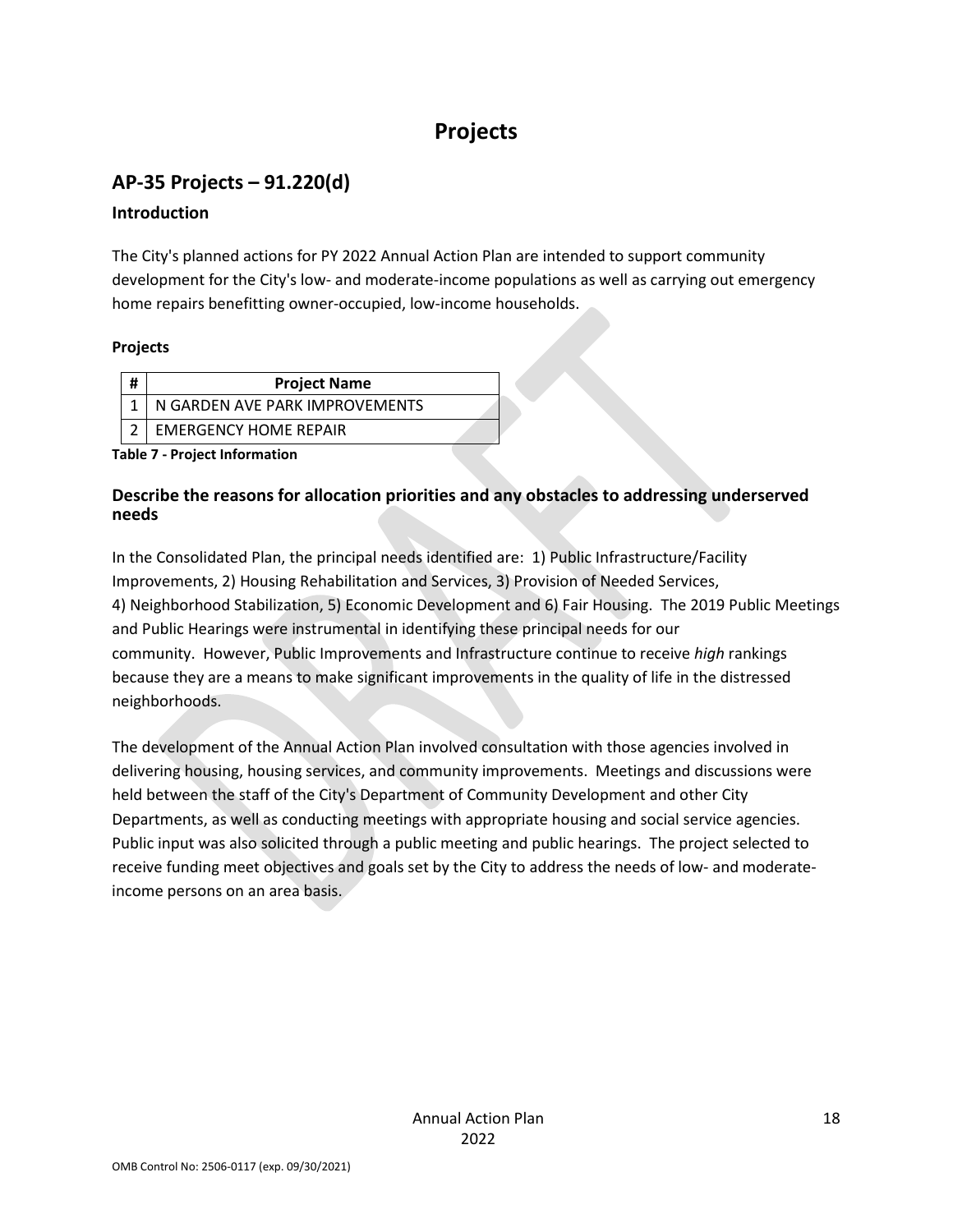# Projects

## AP-35 Projects – 91.220(d)

### Introduction

The City's planned actions for PY 2022 Annual Action Plan are intended to support community development for the City's low- and moderate-income populations as well as carrying out emergency home repairs benefitting owner-occupied, low-income households.

**Projects**

| # | Project Name |
|---|---|
| 1 | N GARDEN AVE PARK IMPROVEMENTS |
| 2 | EMERGENCY HOME REPAIR |

**Table 7 - Project Information**

### Describe the reasons for allocation priorities and any obstacles to addressing underserved needs

In the Consolidated Plan, the principal needs identified are: 1) Public Infrastructure/Facility Improvements, 2) Housing Rehabilitation and Services, 3) Provision of Needed Services, 4) Neighborhood Stabilization, 5) Economic Development and 6) Fair Housing. The 2019 Public Meetings and Public Hearings were instrumental in identifying these principal needs for our community. However, Public Improvements and Infrastructure continue to receive *high* rankings because they are a means to make significant improvements in the quality of life in the distressed neighborhoods.

The development of the Annual Action Plan involved consultation with those agencies involved in delivering housing, housing services, and community improvements. Meetings and discussions were held between the staff of the City's Department of Community Development and other City Departments, as well as conducting meetings with appropriate housing and social service agencies. Public input was also solicited through a public meeting and public hearings. The project selected to receive funding meet objectives and goals set by the City to address the needs of low- and moderate-income persons on an area basis.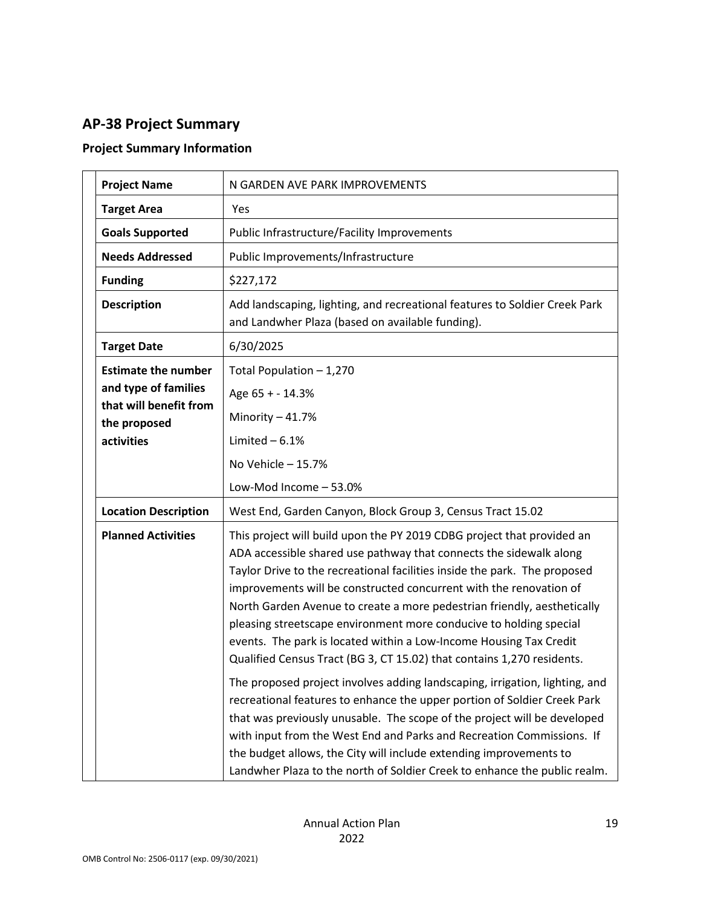## AP-38 Project Summary

### Project Summary Information

| | |
|---|---|
| **Project Name** | N GARDEN AVE PARK IMPROVEMENTS |
| **Target Area** | Yes |
| **Goals Supported** | Public Infrastructure/Facility Improvements |
| **Needs Addressed** | Public Improvements/Infrastructure |
| **Funding** | $227,172 |
| **Description** | Add landscaping, lighting, and recreational features to Soldier Creek Park and Landwher Plaza (based on available funding). |
| **Target Date** | 6/30/2025 |
| **Estimate the number and type of families that will benefit from the proposed activities** | Total Population – 1,270<br>Age 65 + - 14.3%<br>Minority – 41.7%<br>Limited – 6.1%<br>No Vehicle – 15.7%<br>Low-Mod Income – 53.0% |
| **Location Description** | West End, Garden Canyon, Block Group 3, Census Tract 15.02 |
| **Planned Activities** | This project will build upon the PY 2019 CDBG project that provided an ADA accessible shared use pathway that connects the sidewalk along Taylor Drive to the recreational facilities inside the park. The proposed improvements will be constructed concurrent with the renovation of North Garden Avenue to create a more pedestrian friendly, aesthetically pleasing streetscape environment more conducive to holding special events. The park is located within a Low-Income Housing Tax Credit Qualified Census Tract (BG 3, CT 15.02) that contains 1,270 residents.<br><br>The proposed project involves adding landscaping, irrigation, lighting, and recreational features to enhance the upper portion of Soldier Creek Park that was previously unusable. The scope of the project will be developed with input from the West End and Parks and Recreation Commissions. If the budget allows, the City will include extending improvements to Landwher Plaza to the north of Soldier Creek to enhance the public realm. |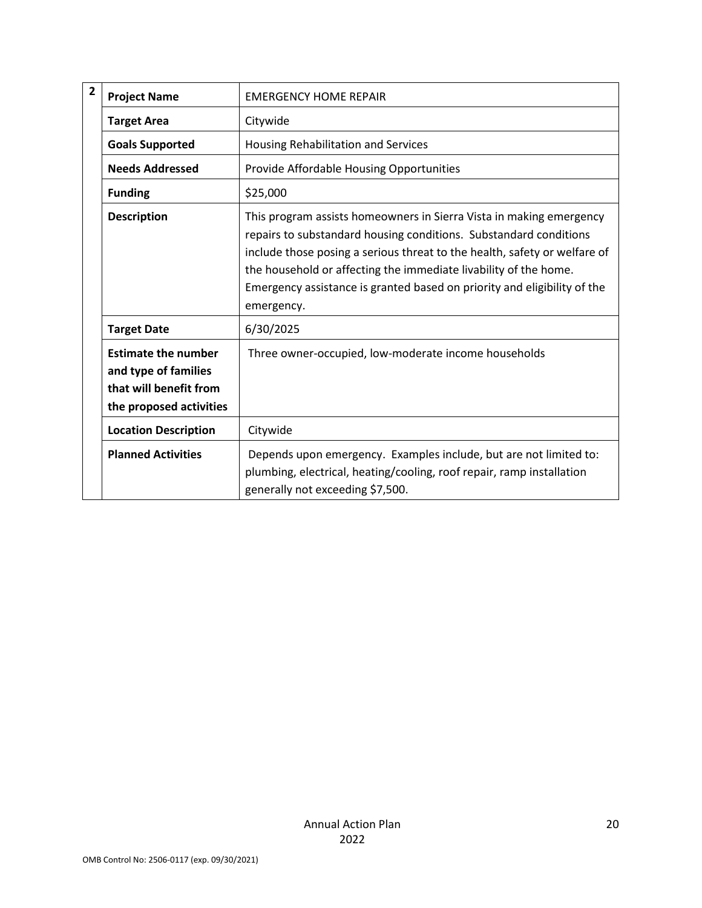| 2 | | |
|---|---|---|
| | **Project Name** | EMERGENCY HOME REPAIR |
| | **Target Area** | Citywide |
| | **Goals Supported** | Housing Rehabilitation and Services |
| | **Needs Addressed** | Provide Affordable Housing Opportunities |
| | **Funding** | $25,000 |
| | **Description** | This program assists homeowners in Sierra Vista in making emergency repairs to substandard housing conditions. Substandard conditions include those posing a serious threat to the health, safety or welfare of the household or affecting the immediate livability of the home. Emergency assistance is granted based on priority and eligibility of the emergency. |
| | **Target Date** | 6/30/2025 |
| | **Estimate the number and type of families that will benefit from the proposed activities** | Three owner-occupied, low-moderate income households |
| | **Location Description** | Citywide |
| | **Planned Activities** | Depends upon emergency. Examples include, but are not limited to: plumbing, electrical, heating/cooling, roof repair, ramp installation generally not exceeding $7,500. |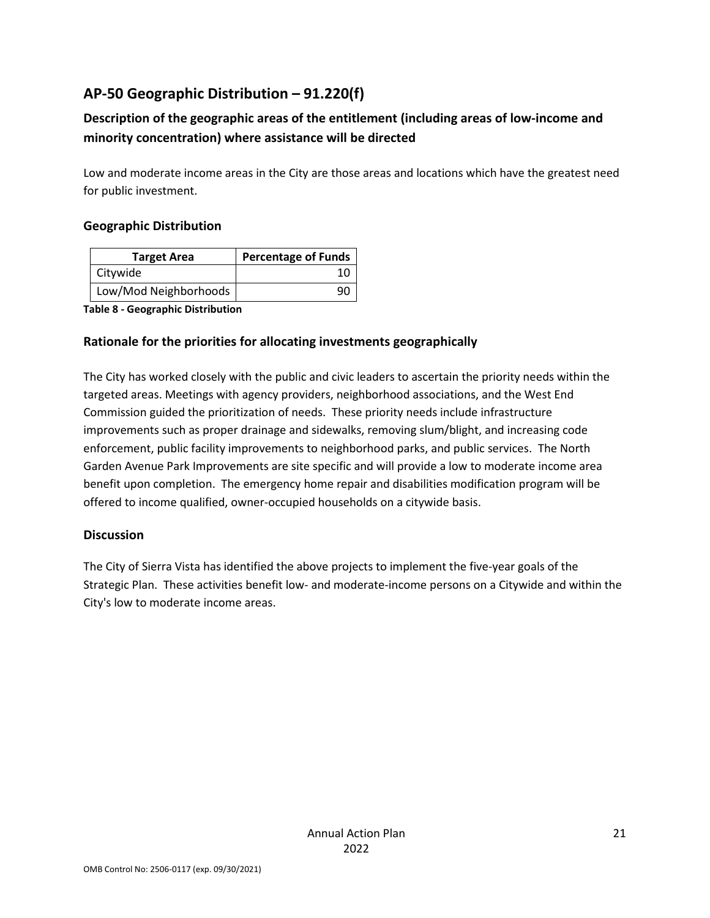## AP-50 Geographic Distribution – 91.220(f)

### Description of the geographic areas of the entitlement (including areas of low-income and minority concentration) where assistance will be directed

Low and moderate income areas in the City are those areas and locations which have the greatest need for public investment.

### Geographic Distribution

| Target Area | Percentage of Funds |
|---|---|
| Citywide | 10 |
| Low/Mod Neighborhoods | 90 |

**Table 8 - Geographic Distribution**

### Rationale for the priorities for allocating investments geographically

The City has worked closely with the public and civic leaders to ascertain the priority needs within the targeted areas. Meetings with agency providers, neighborhood associations, and the West End Commission guided the prioritization of needs. These priority needs include infrastructure improvements such as proper drainage and sidewalks, removing slum/blight, and increasing code enforcement, public facility improvements to neighborhood parks, and public services. The North Garden Avenue Park Improvements are site specific and will provide a low to moderate income area benefit upon completion. The emergency home repair and disabilities modification program will be offered to income qualified, owner-occupied households on a citywide basis.

### Discussion

The City of Sierra Vista has identified the above projects to implement the five-year goals of the Strategic Plan. These activities benefit low- and moderate-income persons on a Citywide and within the City's low to moderate income areas.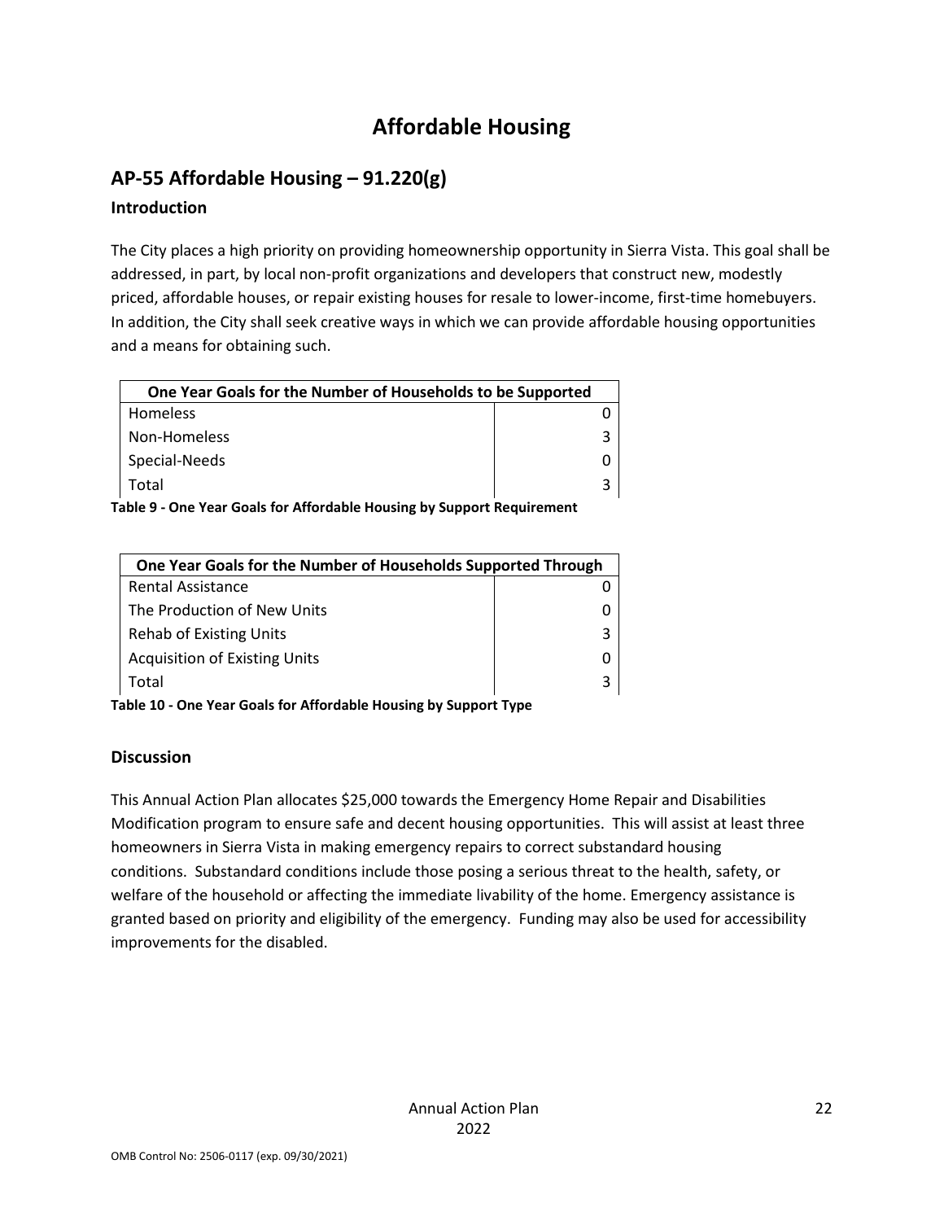# Affordable Housing

## AP-55 Affordable Housing – 91.220(g)

### Introduction

The City places a high priority on providing homeownership opportunity in Sierra Vista. This goal shall be addressed, in part, by local non-profit organizations and developers that construct new, modestly priced, affordable houses, or repair existing houses for resale to lower-income, first-time homebuyers. In addition, the City shall seek creative ways in which we can provide affordable housing opportunities and a means for obtaining such.

| One Year Goals for the Number of Households to be Supported | |
|---|---|
| Homeless | 0 |
| Non-Homeless | 3 |
| Special-Needs | 0 |
| Total | 3 |

**Table 9 - One Year Goals for Affordable Housing by Support Requirement**

| One Year Goals for the Number of Households Supported Through | |
|---|---|
| Rental Assistance | 0 |
| The Production of New Units | 0 |
| Rehab of Existing Units | 3 |
| Acquisition of Existing Units | 0 |
| Total | 3 |

**Table 10 - One Year Goals for Affordable Housing by Support Type**

### Discussion

This Annual Action Plan allocates $25,000 towards the Emergency Home Repair and Disabilities Modification program to ensure safe and decent housing opportunities. This will assist at least three homeowners in Sierra Vista in making emergency repairs to correct substandard housing conditions. Substandard conditions include those posing a serious threat to the health, safety, or welfare of the household or affecting the immediate livability of the home. Emergency assistance is granted based on priority and eligibility of the emergency. Funding may also be used for accessibility improvements for the disabled.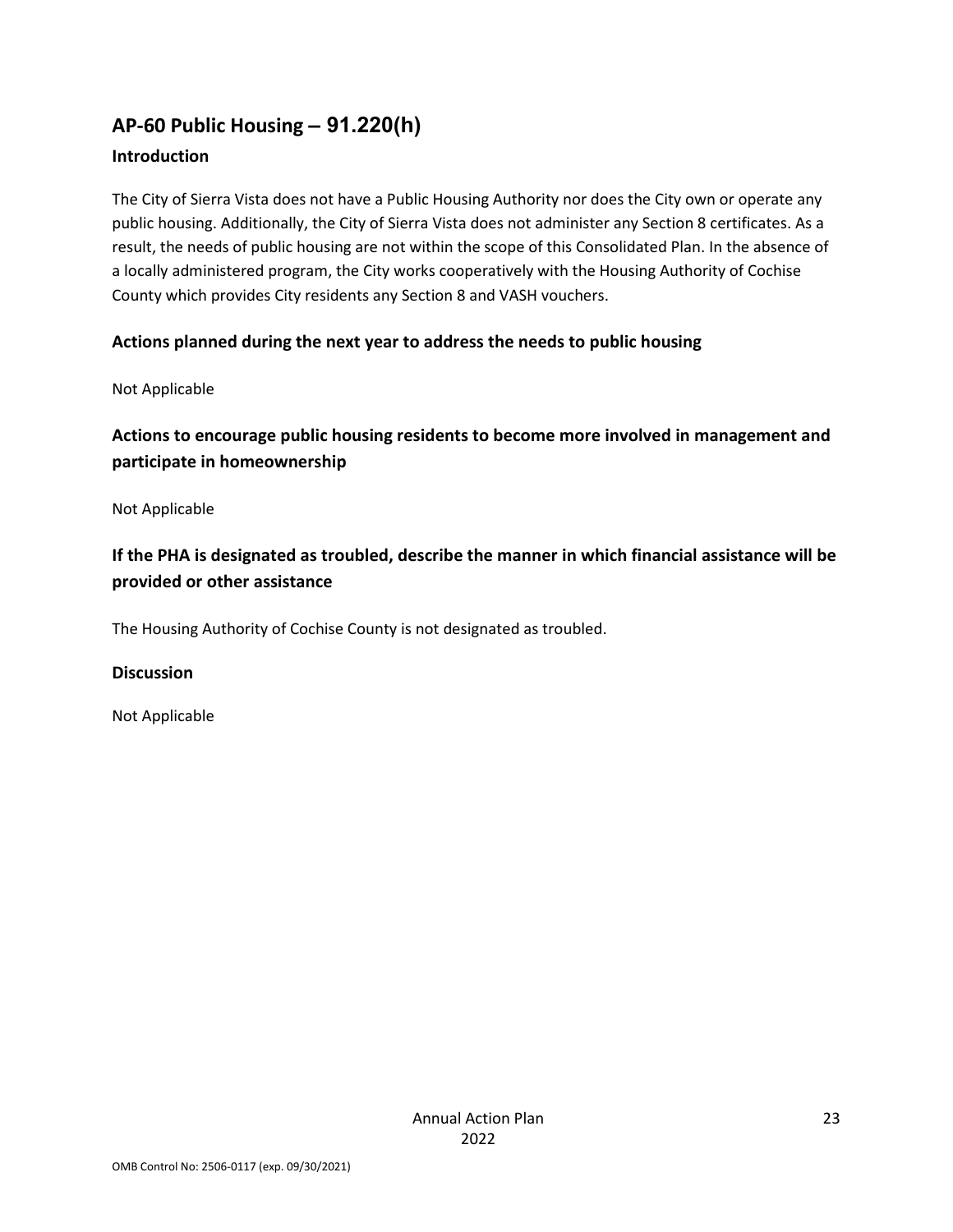## AP-60 Public Housing – 91.220(h)

### Introduction

The City of Sierra Vista does not have a Public Housing Authority nor does the City own or operate any public housing. Additionally, the City of Sierra Vista does not administer any Section 8 certificates. As a result, the needs of public housing are not within the scope of this Consolidated Plan. In the absence of a locally administered program, the City works cooperatively with the Housing Authority of Cochise County which provides City residents any Section 8 and VASH vouchers.

### Actions planned during the next year to address the needs to public housing

Not Applicable

### Actions to encourage public housing residents to become more involved in management and participate in homeownership

Not Applicable

### If the PHA is designated as troubled, describe the manner in which financial assistance will be provided or other assistance

The Housing Authority of Cochise County is not designated as troubled.

### Discussion

Not Applicable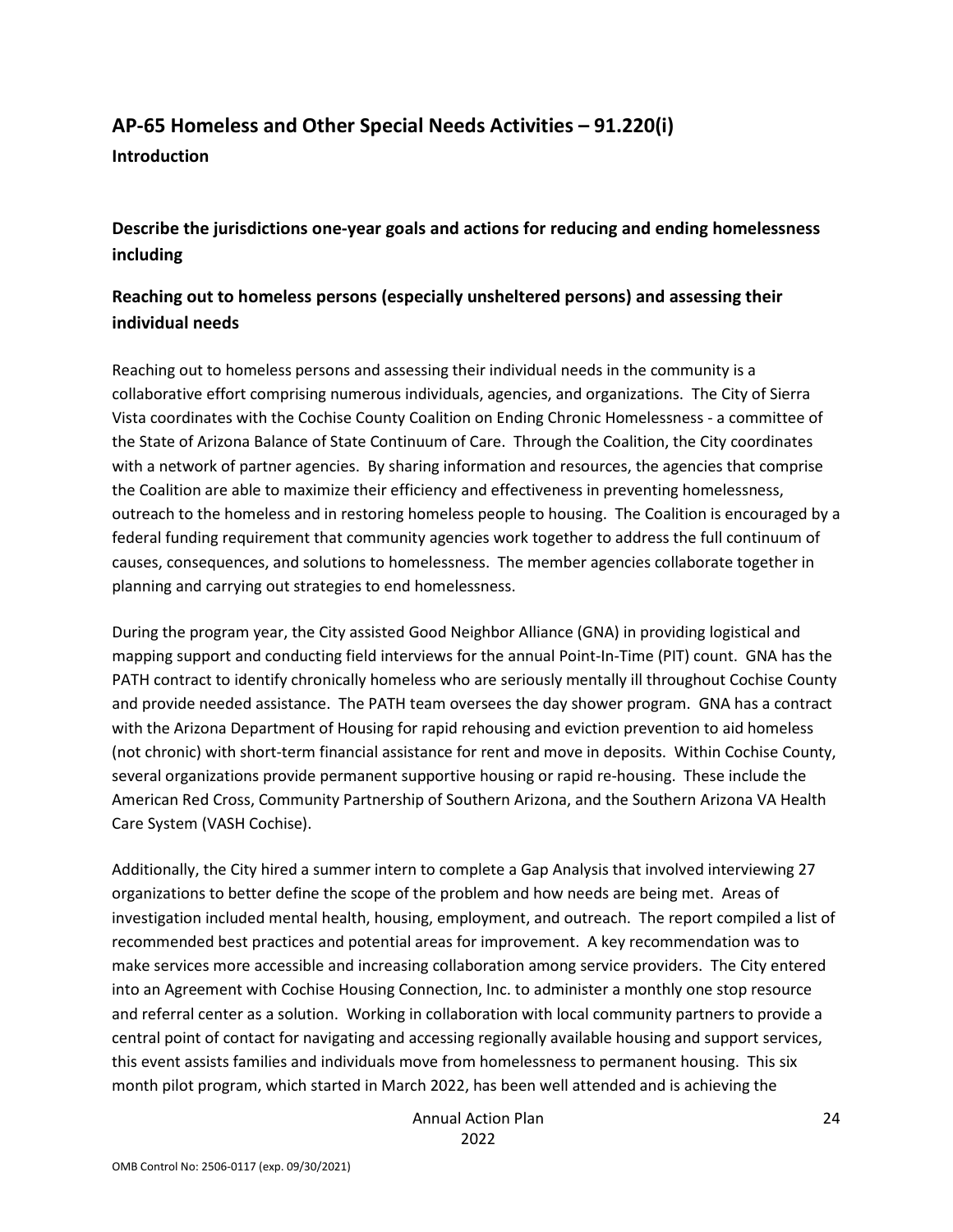## AP-65 Homeless and Other Special Needs Activities – 91.220(i)

**Introduction**

### Describe the jurisdictions one-year goals and actions for reducing and ending homelessness including

### Reaching out to homeless persons (especially unsheltered persons) and assessing their individual needs

Reaching out to homeless persons and assessing their individual needs in the community is a collaborative effort comprising numerous individuals, agencies, and organizations. The City of Sierra Vista coordinates with the Cochise County Coalition on Ending Chronic Homelessness - a committee of the State of Arizona Balance of State Continuum of Care. Through the Coalition, the City coordinates with a network of partner agencies. By sharing information and resources, the agencies that comprise the Coalition are able to maximize their efficiency and effectiveness in preventing homelessness, outreach to the homeless and in restoring homeless people to housing. The Coalition is encouraged by a federal funding requirement that community agencies work together to address the full continuum of causes, consequences, and solutions to homelessness. The member agencies collaborate together in planning and carrying out strategies to end homelessness.

During the program year, the City assisted Good Neighbor Alliance (GNA) in providing logistical and mapping support and conducting field interviews for the annual Point-In-Time (PIT) count. GNA has the PATH contract to identify chronically homeless who are seriously mentally ill throughout Cochise County and provide needed assistance. The PATH team oversees the day shower program. GNA has a contract with the Arizona Department of Housing for rapid rehousing and eviction prevention to aid homeless (not chronic) with short-term financial assistance for rent and move in deposits. Within Cochise County, several organizations provide permanent supportive housing or rapid re-housing. These include the American Red Cross, Community Partnership of Southern Arizona, and the Southern Arizona VA Health Care System (VASH Cochise).

Additionally, the City hired a summer intern to complete a Gap Analysis that involved interviewing 27 organizations to better define the scope of the problem and how needs are being met. Areas of investigation included mental health, housing, employment, and outreach. The report compiled a list of recommended best practices and potential areas for improvement. A key recommendation was to make services more accessible and increasing collaboration among service providers. The City entered into an Agreement with Cochise Housing Connection, Inc. to administer a monthly one stop resource and referral center as a solution. Working in collaboration with local community partners to provide a central point of contact for navigating and accessing regionally available housing and support services, this event assists families and individuals move from homelessness to permanent housing. This six month pilot program, which started in March 2022, has been well attended and is achieving the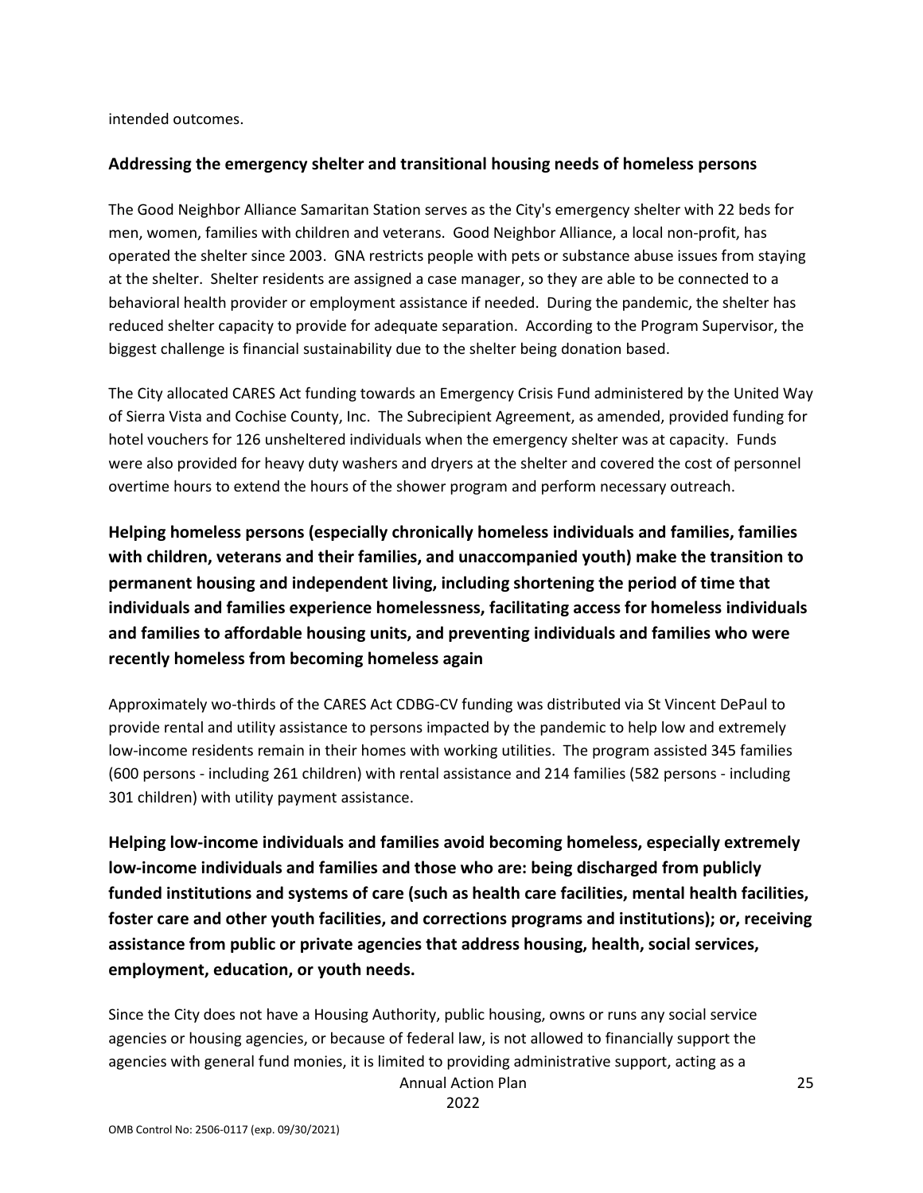intended outcomes.

**Addressing the emergency shelter and transitional housing needs of homeless persons**

The Good Neighbor Alliance Samaritan Station serves as the City's emergency shelter with 22 beds for men, women, families with children and veterans. Good Neighbor Alliance, a local non-profit, has operated the shelter since 2003. GNA restricts people with pets or substance abuse issues from staying at the shelter. Shelter residents are assigned a case manager, so they are able to be connected to a behavioral health provider or employment assistance if needed. During the pandemic, the shelter has reduced shelter capacity to provide for adequate separation. According to the Program Supervisor, the biggest challenge is financial sustainability due to the shelter being donation based.

The City allocated CARES Act funding towards an Emergency Crisis Fund administered by the United Way of Sierra Vista and Cochise County, Inc. The Subrecipient Agreement, as amended, provided funding for hotel vouchers for 126 unsheltered individuals when the emergency shelter was at capacity. Funds were also provided for heavy duty washers and dryers at the shelter and covered the cost of personnel overtime hours to extend the hours of the shower program and perform necessary outreach.

**Helping homeless persons (especially chronically homeless individuals and families, families with children, veterans and their families, and unaccompanied youth) make the transition to permanent housing and independent living, including shortening the period of time that individuals and families experience homelessness, facilitating access for homeless individuals and families to affordable housing units, and preventing individuals and families who were recently homeless from becoming homeless again**

Approximately wo-thirds of the CARES Act CDBG-CV funding was distributed via St Vincent DePaul to provide rental and utility assistance to persons impacted by the pandemic to help low and extremely low-income residents remain in their homes with working utilities. The program assisted 345 families (600 persons - including 261 children) with rental assistance and 214 families (582 persons - including 301 children) with utility payment assistance.

**Helping low-income individuals and families avoid becoming homeless, especially extremely low-income individuals and families and those who are: being discharged from publicly funded institutions and systems of care (such as health care facilities, mental health facilities, foster care and other youth facilities, and corrections programs and institutions); or, receiving assistance from public or private agencies that address housing, health, social services, employment, education, or youth needs.**

Since the City does not have a Housing Authority, public housing, owns or runs any social service agencies or housing agencies, or because of federal law, is not allowed to financially support the agencies with general fund monies, it is limited to providing administrative support, acting as a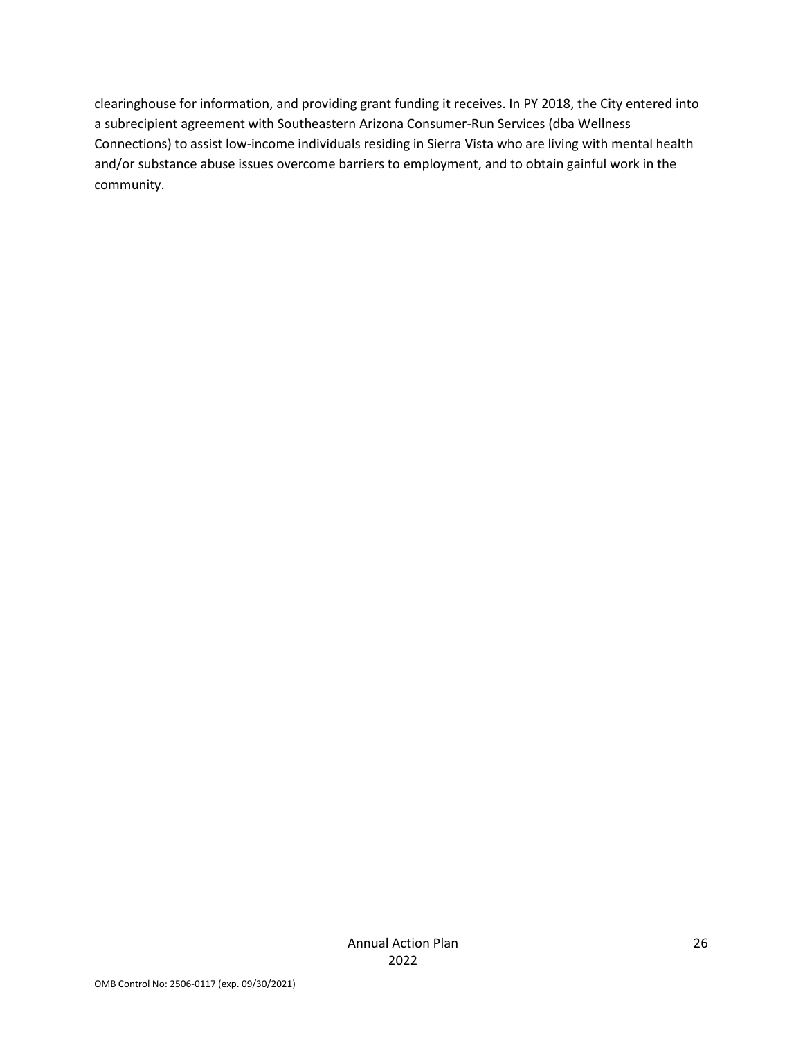clearinghouse for information, and providing grant funding it receives. In PY 2018, the City entered into a subrecipient agreement with Southeastern Arizona Consumer-Run Services (dba Wellness Connections) to assist low-income individuals residing in Sierra Vista who are living with mental health and/or substance abuse issues overcome barriers to employment, and to obtain gainful work in the community.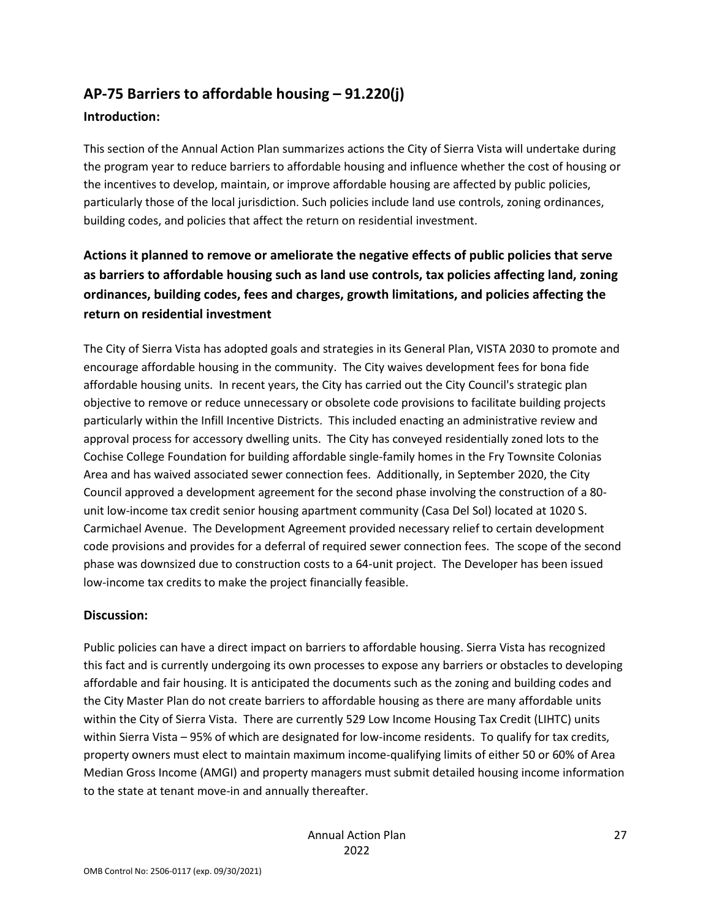## AP-75 Barriers to affordable housing – 91.220(j)

### Introduction:

This section of the Annual Action Plan summarizes actions the City of Sierra Vista will undertake during the program year to reduce barriers to affordable housing and influence whether the cost of housing or the incentives to develop, maintain, or improve affordable housing are affected by public policies, particularly those of the local jurisdiction. Such policies include land use controls, zoning ordinances, building codes, and policies that affect the return on residential investment.

### Actions it planned to remove or ameliorate the negative effects of public policies that serve as barriers to affordable housing such as land use controls, tax policies affecting land, zoning ordinances, building codes, fees and charges, growth limitations, and policies affecting the return on residential investment

The City of Sierra Vista has adopted goals and strategies in its General Plan, VISTA 2030 to promote and encourage affordable housing in the community. The City waives development fees for bona fide affordable housing units. In recent years, the City has carried out the City Council's strategic plan objective to remove or reduce unnecessary or obsolete code provisions to facilitate building projects particularly within the Infill Incentive Districts. This included enacting an administrative review and approval process for accessory dwelling units. The City has conveyed residentially zoned lots to the Cochise College Foundation for building affordable single-family homes in the Fry Townsite Colonias Area and has waived associated sewer connection fees. Additionally, in September 2020, the City Council approved a development agreement for the second phase involving the construction of a 80-unit low-income tax credit senior housing apartment community (Casa Del Sol) located at 1020 S. Carmichael Avenue. The Development Agreement provided necessary relief to certain development code provisions and provides for a deferral of required sewer connection fees. The scope of the second phase was downsized due to construction costs to a 64-unit project. The Developer has been issued low-income tax credits to make the project financially feasible.

### Discussion:

Public policies can have a direct impact on barriers to affordable housing. Sierra Vista has recognized this fact and is currently undergoing its own processes to expose any barriers or obstacles to developing affordable and fair housing. It is anticipated the documents such as the zoning and building codes and the City Master Plan do not create barriers to affordable housing as there are many affordable units within the City of Sierra Vista. There are currently 529 Low Income Housing Tax Credit (LIHTC) units within Sierra Vista – 95% of which are designated for low-income residents. To qualify for tax credits, property owners must elect to maintain maximum income-qualifying limits of either 50 or 60% of Area Median Gross Income (AMGI) and property managers must submit detailed housing income information to the state at tenant move-in and annually thereafter.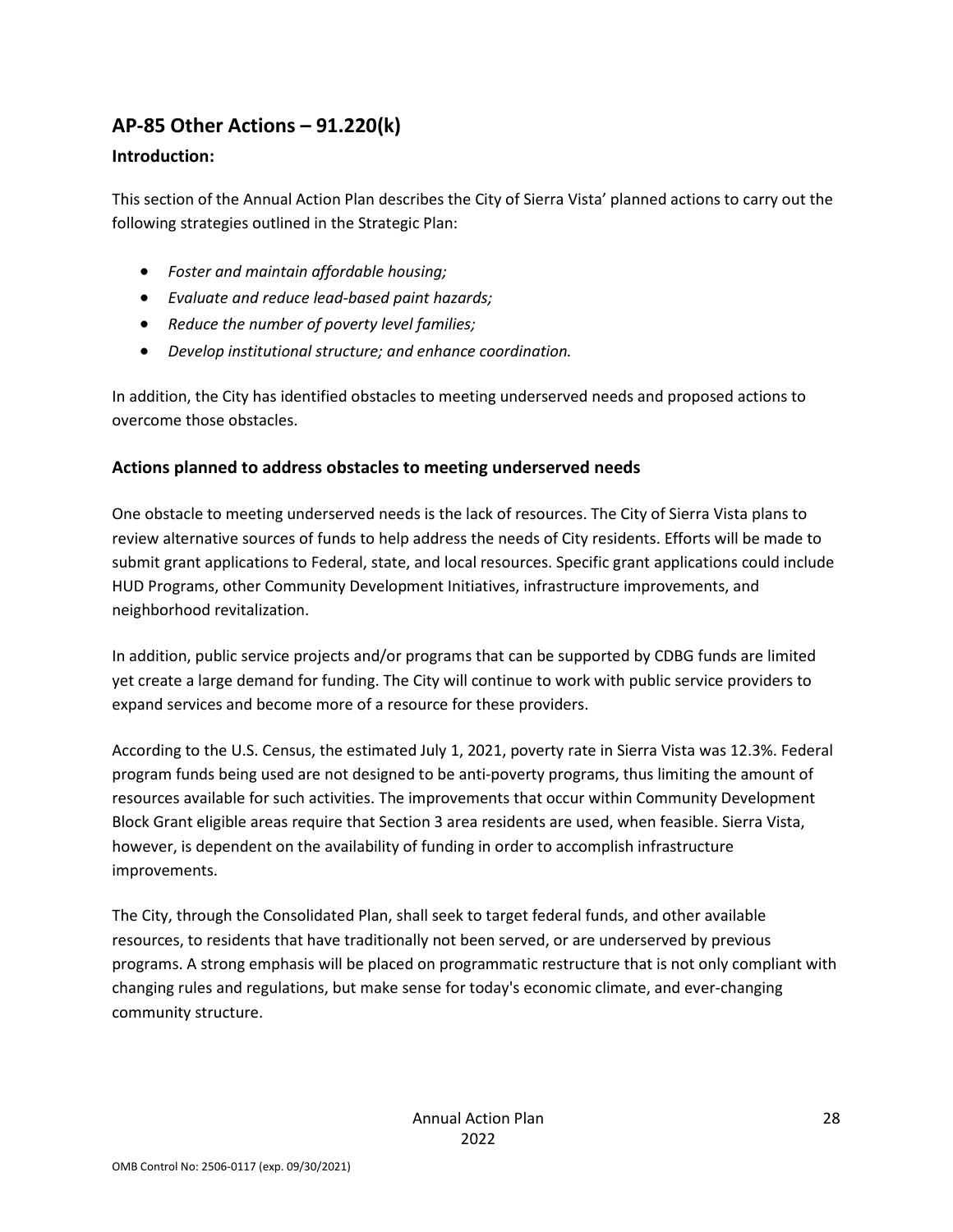## AP-85 Other Actions – 91.220(k)

### Introduction:

This section of the Annual Action Plan describes the City of Sierra Vista' planned actions to carry out the following strategies outlined in the Strategic Plan:

- *Foster and maintain affordable housing;*
- *Evaluate and reduce lead-based paint hazards;*
- *Reduce the number of poverty level families;*
- *Develop institutional structure; and enhance coordination.*

In addition, the City has identified obstacles to meeting underserved needs and proposed actions to overcome those obstacles.

### Actions planned to address obstacles to meeting underserved needs

One obstacle to meeting underserved needs is the lack of resources. The City of Sierra Vista plans to review alternative sources of funds to help address the needs of City residents. Efforts will be made to submit grant applications to Federal, state, and local resources. Specific grant applications could include HUD Programs, other Community Development Initiatives, infrastructure improvements, and neighborhood revitalization.

In addition, public service projects and/or programs that can be supported by CDBG funds are limited yet create a large demand for funding. The City will continue to work with public service providers to expand services and become more of a resource for these providers.

According to the U.S. Census, the estimated July 1, 2021, poverty rate in Sierra Vista was 12.3%. Federal program funds being used are not designed to be anti-poverty programs, thus limiting the amount of resources available for such activities. The improvements that occur within Community Development Block Grant eligible areas require that Section 3 area residents are used, when feasible. Sierra Vista, however, is dependent on the availability of funding in order to accomplish infrastructure improvements.

The City, through the Consolidated Plan, shall seek to target federal funds, and other available resources, to residents that have traditionally not been served, or are underserved by previous programs. A strong emphasis will be placed on programmatic restructure that is not only compliant with changing rules and regulations, but make sense for today's economic climate, and ever-changing community structure.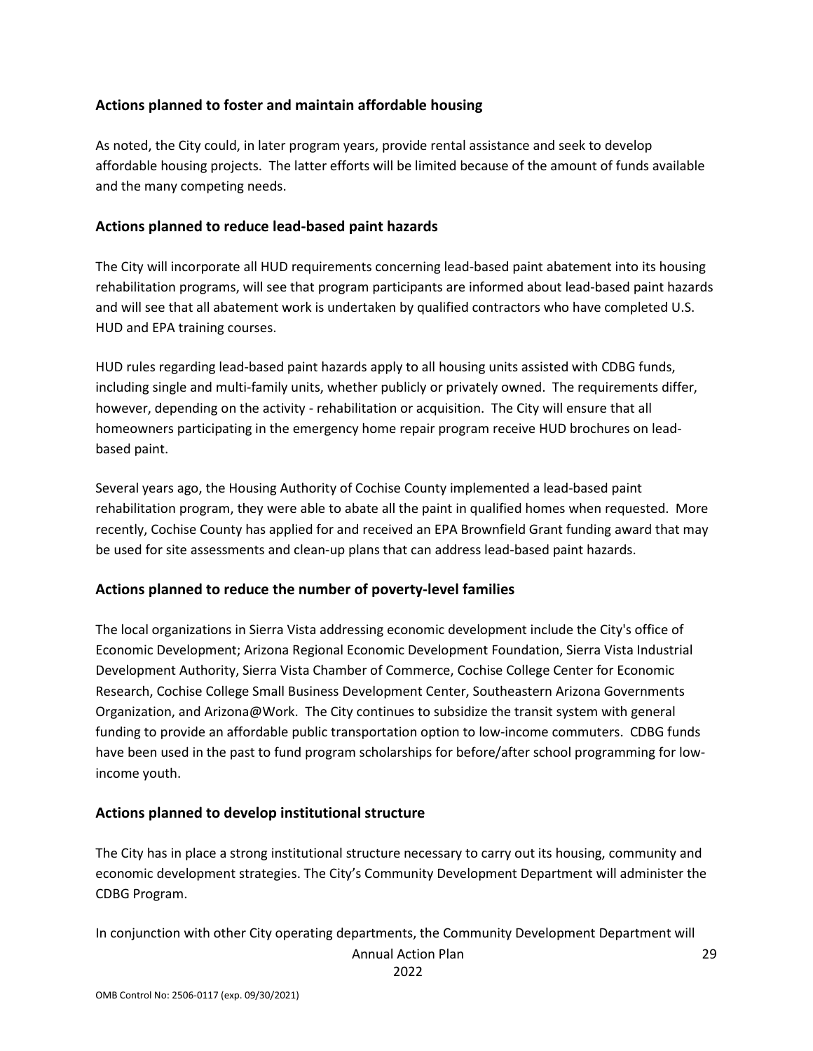## Actions planned to foster and maintain affordable housing

As noted, the City could, in later program years, provide rental assistance and seek to develop affordable housing projects. The latter efforts will be limited because of the amount of funds available and the many competing needs.

## Actions planned to reduce lead-based paint hazards

The City will incorporate all HUD requirements concerning lead-based paint abatement into its housing rehabilitation programs, will see that program participants are informed about lead-based paint hazards and will see that all abatement work is undertaken by qualified contractors who have completed U.S. HUD and EPA training courses.

HUD rules regarding lead-based paint hazards apply to all housing units assisted with CDBG funds, including single and multi-family units, whether publicly or privately owned. The requirements differ, however, depending on the activity - rehabilitation or acquisition. The City will ensure that all homeowners participating in the emergency home repair program receive HUD brochures on lead-based paint.

Several years ago, the Housing Authority of Cochise County implemented a lead-based paint rehabilitation program, they were able to abate all the paint in qualified homes when requested. More recently, Cochise County has applied for and received an EPA Brownfield Grant funding award that may be used for site assessments and clean-up plans that can address lead-based paint hazards.

## Actions planned to reduce the number of poverty-level families

The local organizations in Sierra Vista addressing economic development include the City's office of Economic Development; Arizona Regional Economic Development Foundation, Sierra Vista Industrial Development Authority, Sierra Vista Chamber of Commerce, Cochise College Center for Economic Research, Cochise College Small Business Development Center, Southeastern Arizona Governments Organization, and Arizona@Work. The City continues to subsidize the transit system with general funding to provide an affordable public transportation option to low-income commuters. CDBG funds have been used in the past to fund program scholarships for before/after school programming for low-income youth.

## Actions planned to develop institutional structure

The City has in place a strong institutional structure necessary to carry out its housing, community and economic development strategies. The City's Community Development Department will administer the CDBG Program.

In conjunction with other City operating departments, the Community Development Department will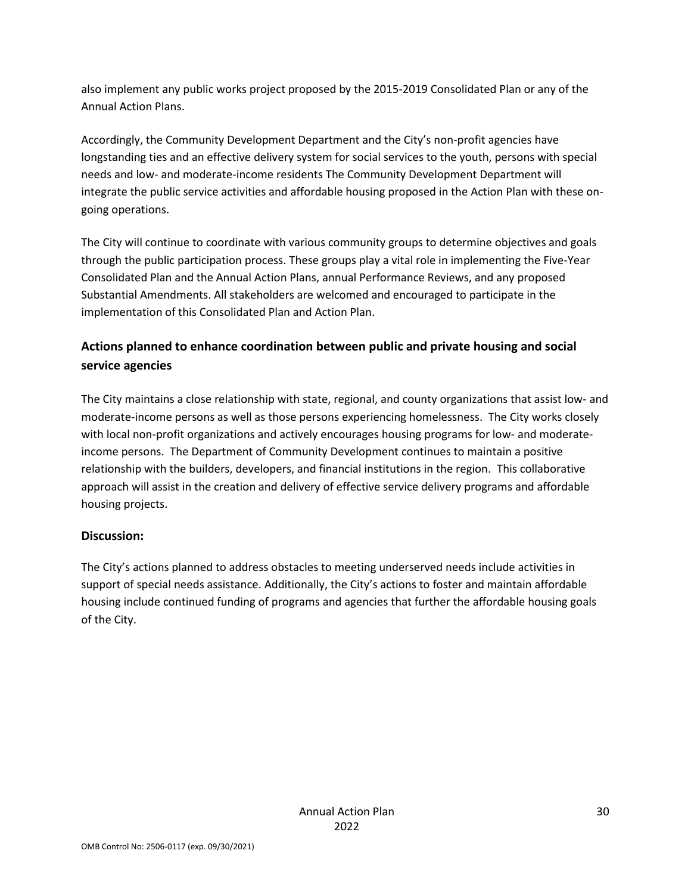also implement any public works project proposed by the 2015-2019 Consolidated Plan or any of the Annual Action Plans.

Accordingly, the Community Development Department and the City's non-profit agencies have longstanding ties and an effective delivery system for social services to the youth, persons with special needs and low- and moderate-income residents The Community Development Department will integrate the public service activities and affordable housing proposed in the Action Plan with these on-going operations.

The City will continue to coordinate with various community groups to determine objectives and goals through the public participation process. These groups play a vital role in implementing the Five-Year Consolidated Plan and the Annual Action Plans, annual Performance Reviews, and any proposed Substantial Amendments. All stakeholders are welcomed and encouraged to participate in the implementation of this Consolidated Plan and Action Plan.

## Actions planned to enhance coordination between public and private housing and social service agencies

The City maintains a close relationship with state, regional, and county organizations that assist low- and moderate-income persons as well as those persons experiencing homelessness. The City works closely with local non-profit organizations and actively encourages housing programs for low- and moderate-income persons. The Department of Community Development continues to maintain a positive relationship with the builders, developers, and financial institutions in the region. This collaborative approach will assist in the creation and delivery of effective service delivery programs and affordable housing projects.

## Discussion:

The City's actions planned to address obstacles to meeting underserved needs include activities in support of special needs assistance. Additionally, the City's actions to foster and maintain affordable housing include continued funding of programs and agencies that further the affordable housing goals of the City.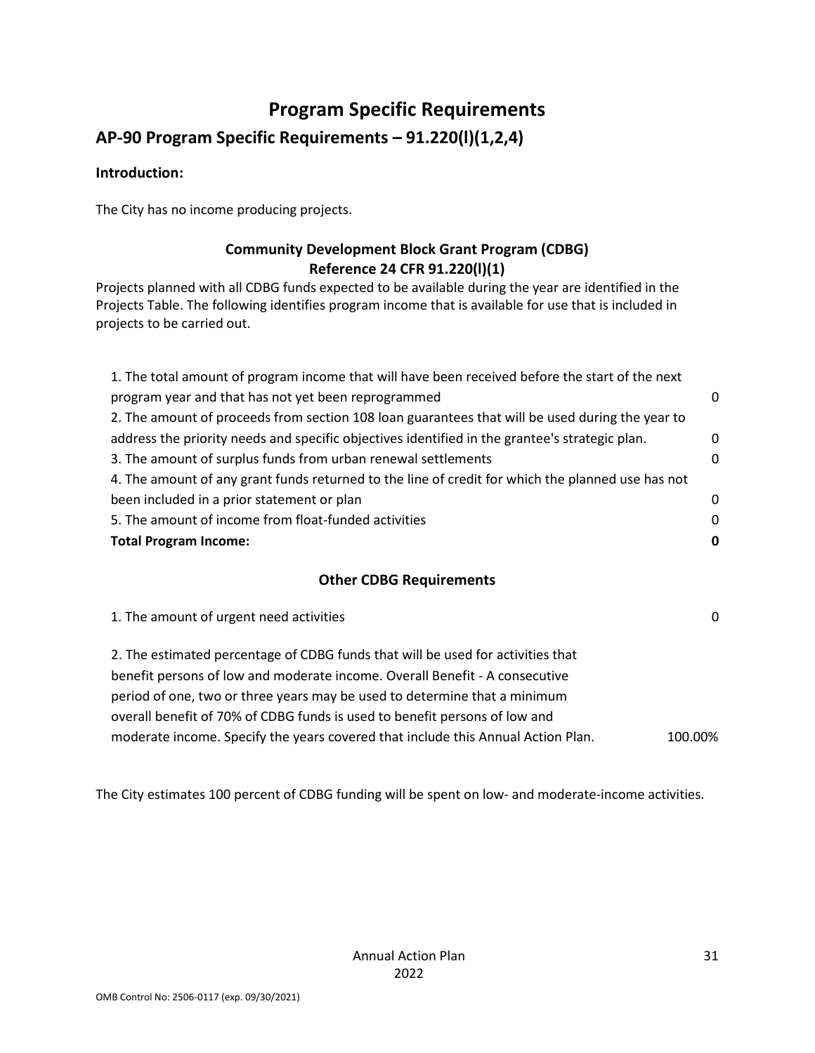# Program Specific Requirements

## AP-90 Program Specific Requirements – 91.220(l)(1,2,4)

**Introduction:**

The City has no income producing projects.

### Community Development Block Grant Program (CDBG)
### Reference 24 CFR 91.220(l)(1)

Projects planned with all CDBG funds expected to be available during the year are identified in the Projects Table. The following identifies program income that is available for use that is included in projects to be carried out.

| | |
|---|---|
| 1. The total amount of program income that will have been received before the start of the next program year and that has not yet been reprogrammed | 0 |
| 2. The amount of proceeds from section 108 loan guarantees that will be used during the year to address the priority needs and specific objectives identified in the grantee's strategic plan. | 0 |
| 3. The amount of surplus funds from urban renewal settlements | 0 |
| 4. The amount of any grant funds returned to the line of credit for which the planned use has not been included in a prior statement or plan | 0 |
| 5. The amount of income from float-funded activities | 0 |
| **Total Program Income:** | **0** |

### Other CDBG Requirements

| | |
|---|---|
| 1. The amount of urgent need activities | 0 |
| 2. The estimated percentage of CDBG funds that will be used for activities that benefit persons of low and moderate income. Overall Benefit - A consecutive period of one, two or three years may be used to determine that a minimum overall benefit of 70% of CDBG funds is used to benefit persons of low and moderate income. Specify the years covered that include this Annual Action Plan. | 100.00% |

The City estimates 100 percent of CDBG funding will be spent on low- and moderate-income activities.